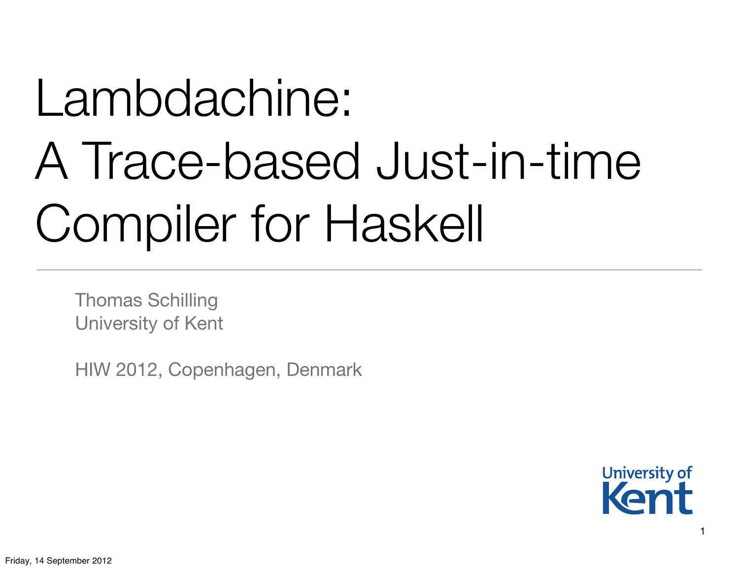# Lambdachine: A Trace-based Just-in-time Compiler for Haskell

Thomas Schilling
University of Kent

HIW 2012, Copenhagen, Denmark

University of Kent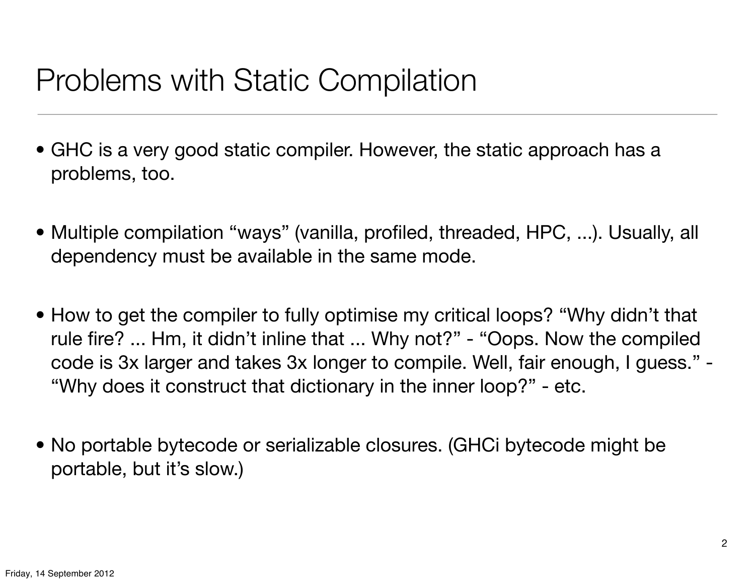# Problems with Static Compilation

- GHC is a very good static compiler. However, the static approach has a problems, too.

- Multiple compilation “ways” (vanilla, profiled, threaded, HPC, ...). Usually, all dependency must be available in the same mode.

- How to get the compiler to fully optimise my critical loops? “Why didn’t that rule fire? ... Hm, it didn’t inline that ... Why not?” - “Oops. Now the compiled code is 3x larger and takes 3x longer to compile. Well, fair enough, I guess.” - “Why does it construct that dictionary in the inner loop?” - etc.

- No portable bytecode or serializable closures. (GHCi bytecode might be portable, but it’s slow.)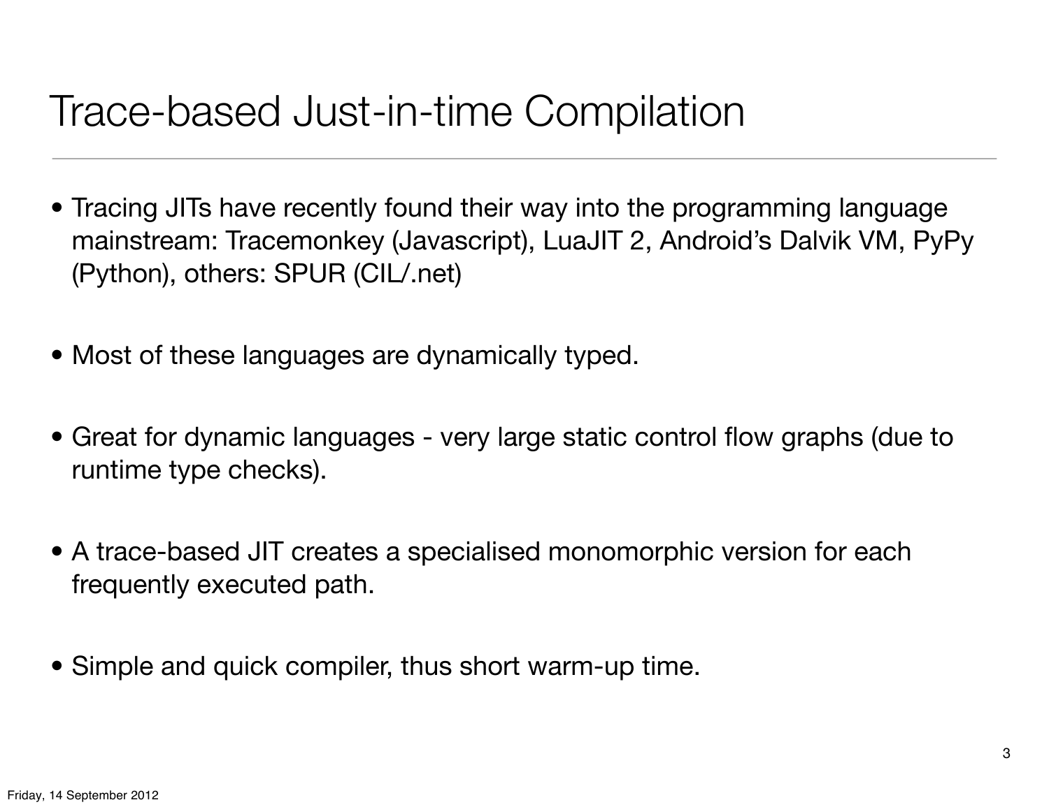# Trace-based Just-in-time Compilation

- Tracing JITs have recently found their way into the programming language mainstream: Tracemonkey (Javascript), LuaJIT 2, Android's Dalvik VM, PyPy (Python), others: SPUR (CIL/.net)
- Most of these languages are dynamically typed.
- Great for dynamic languages - very large static control flow graphs (due to runtime type checks).
- A trace-based JIT creates a specialised monomorphic version for each frequently executed path.
- Simple and quick compiler, thus short warm-up time.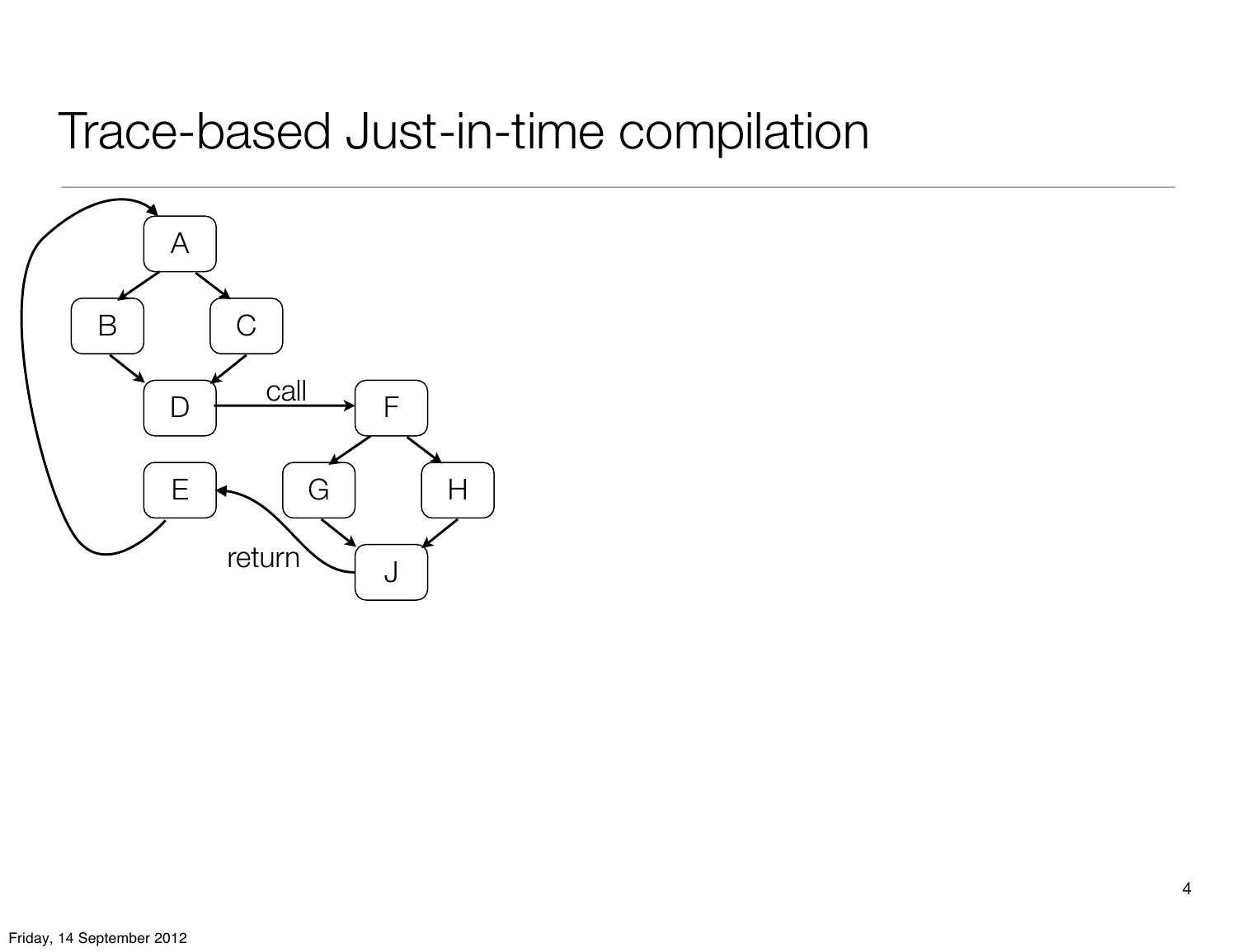# Trace-based Just-in-time compilation

A

B C

D call F

E G H

return J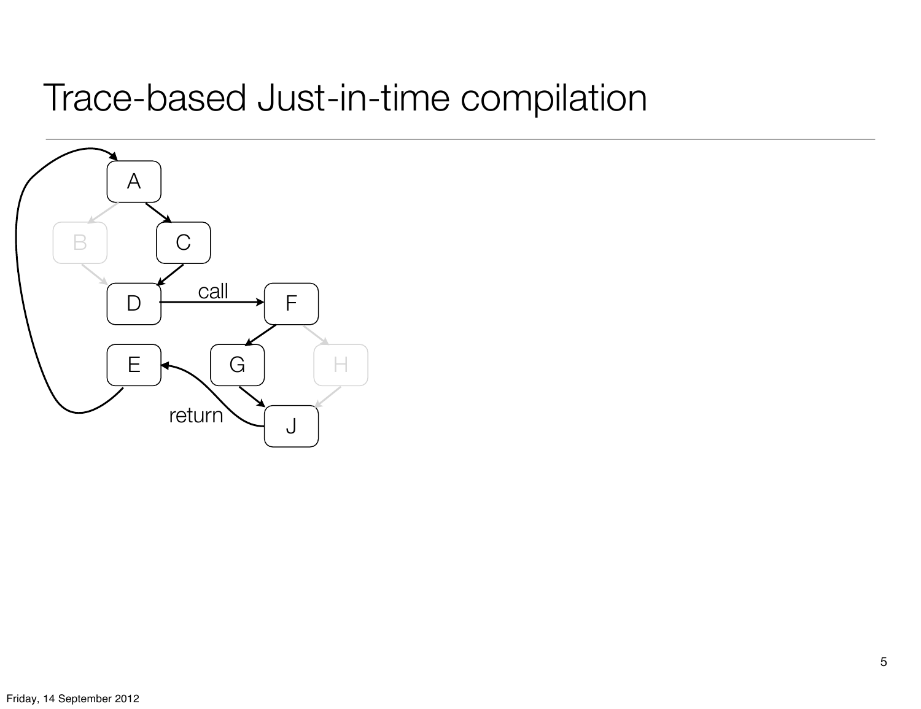# Trace-based Just-in-time compilation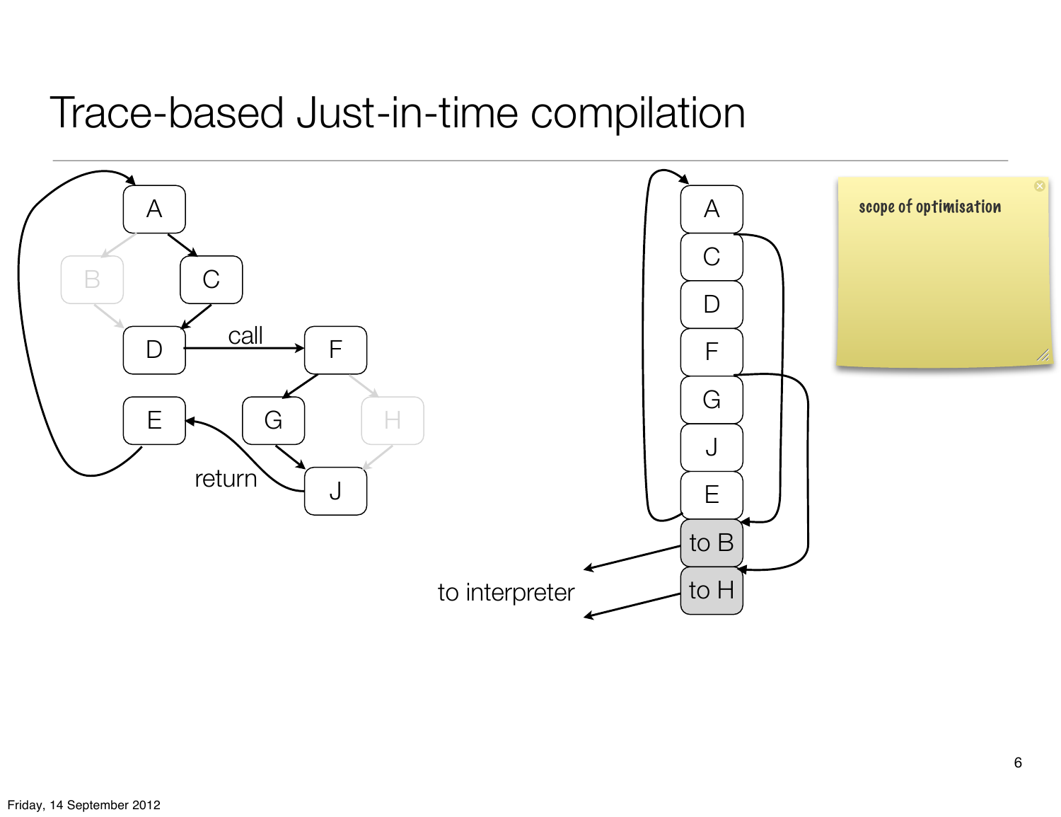# Trace-based Just-in-time compilation

A → C → D → (call) F → G → J → (return) E → A

B, H (not taken)

Trace: A, C, D, F, G, J, E

to B

to H

to interpreter

scope of optimisation

Friday, 14 September 2012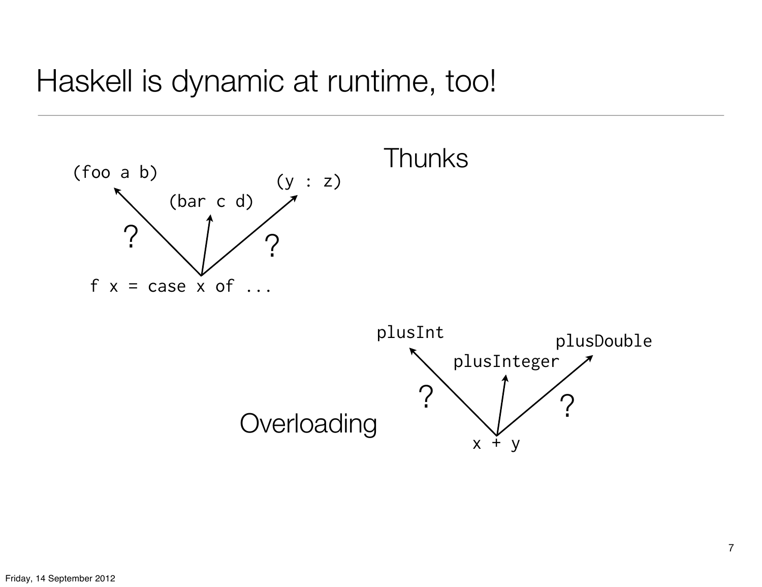# Haskell is dynamic at runtime, too!

Thunks

```
f x = case x of ...
```

(foo a b) ? (bar c d) ? (y : z)

Overloading

```
x + y
```

plusInt ? plusInteger ? plusDouble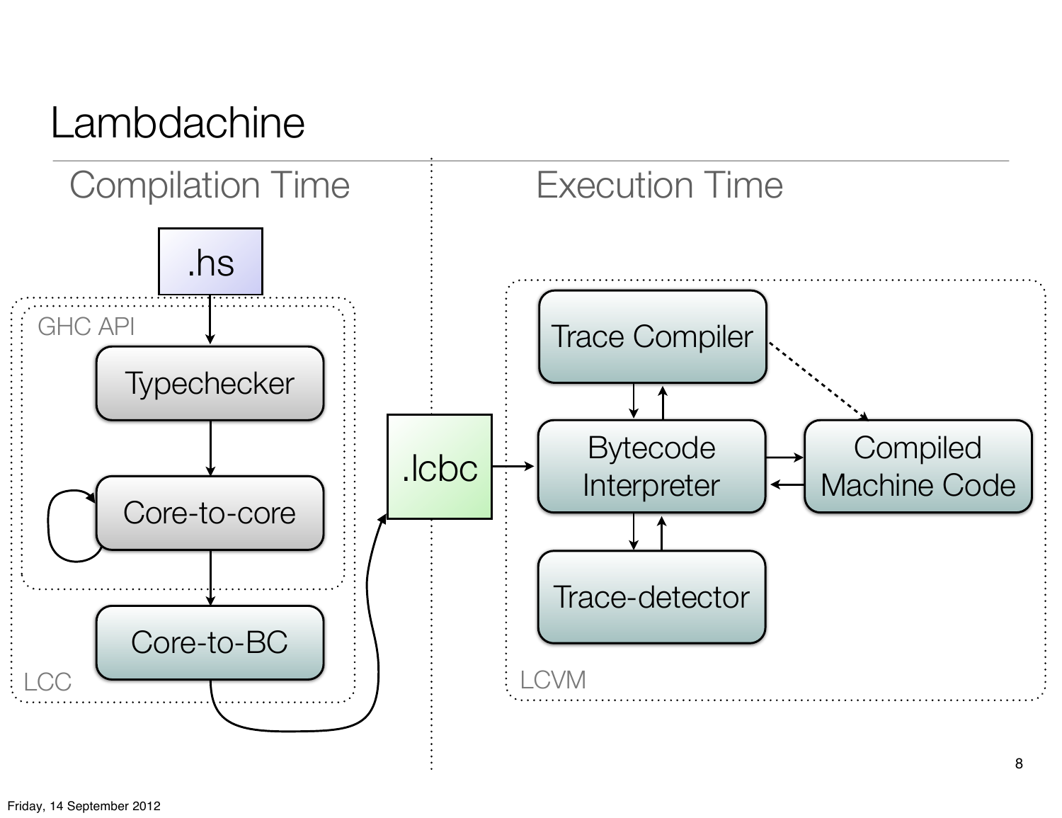# Lambdachine

## Compilation Time

.hs

GHC API

Typechecker

Core-to-core

Core-to-BC

LCC

.lcbc

## Execution Time

Trace Compiler

Bytecode Interpreter

Compiled Machine Code

Trace-detector

LCVM

Friday, 14 September 2012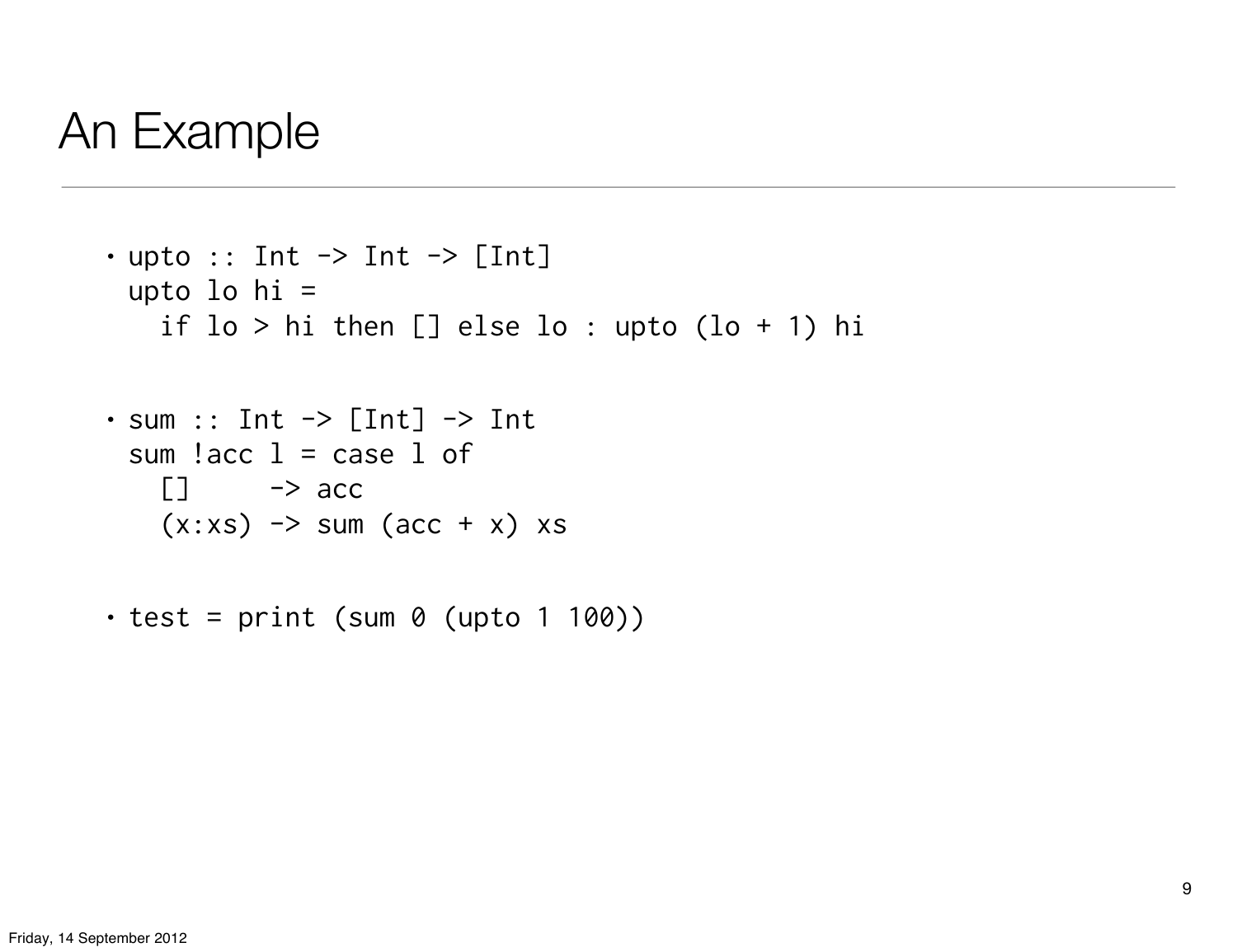# An Example

- ```
  upto :: Int -> Int -> [Int]
  upto lo hi =
    if lo > hi then [] else lo : upto (lo + 1) hi
  ```

- ```
  sum :: Int -> [Int] -> Int
  sum !acc l = case l of
    []     -> acc
    (x:xs) -> sum (acc + x) xs
  ```

- ```
  test = print (sum 0 (upto 1 100))
  ```

Friday, 14 September 2012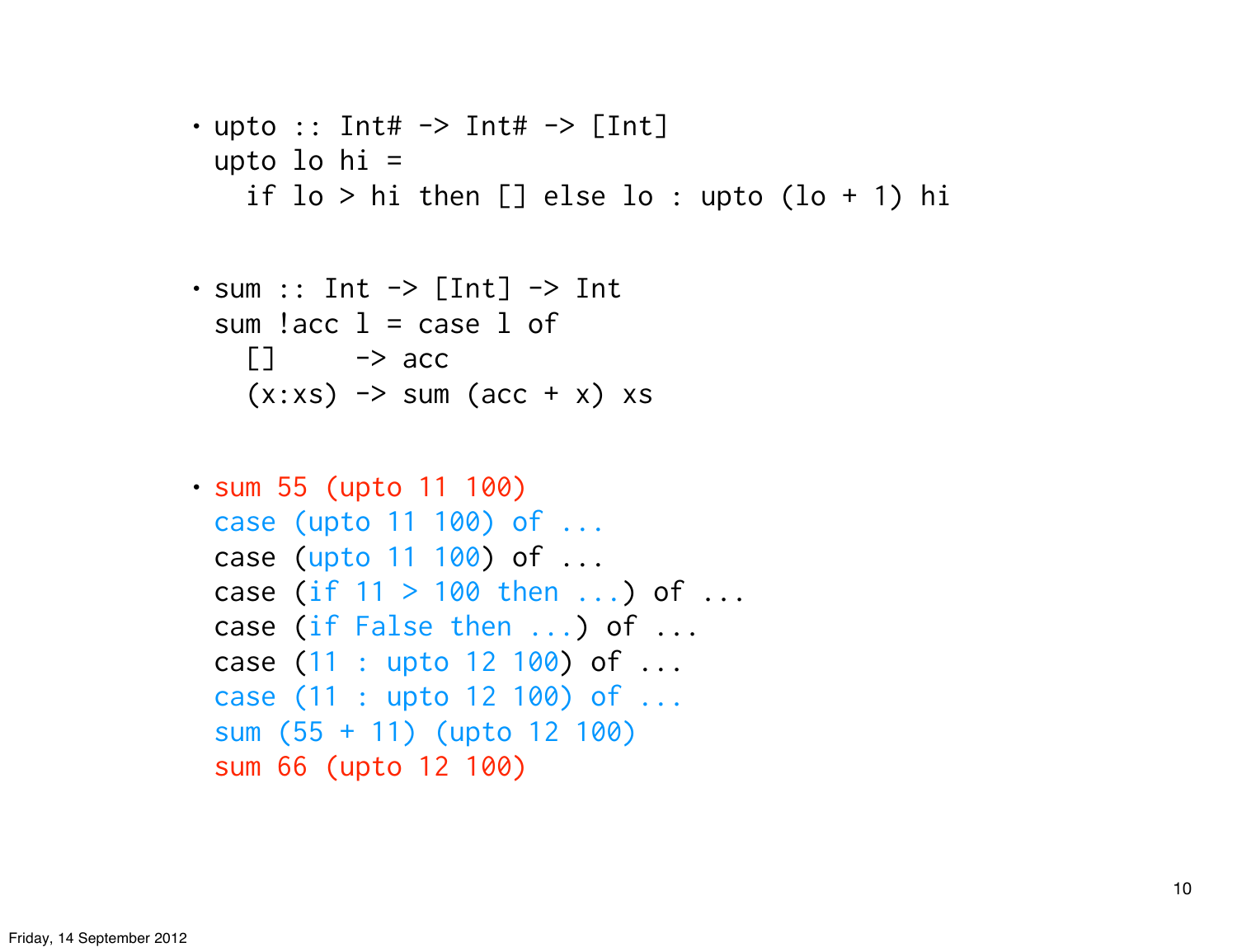- ```
  upto :: Int# -> Int# -> [Int]
  upto lo hi =
    if lo > hi then [] else lo : upto (lo + 1) hi
  ```

- ```
  sum :: Int -> [Int] -> Int
  sum !acc l = case l of
    []     -> acc
    (x:xs) -> sum (acc + x) xs
  ```

- ```
  sum 55 (upto 11 100)
  case (upto 11 100) of ...
  case (upto 11 100) of ...
  case (if 11 > 100 then ...) of ...
  case (if False then ...) of ...
  case (11 : upto 12 100) of ...
  case (11 : upto 12 100) of ...
  sum (55 + 11) (upto 12 100)
  sum 66 (upto 12 100)
  ```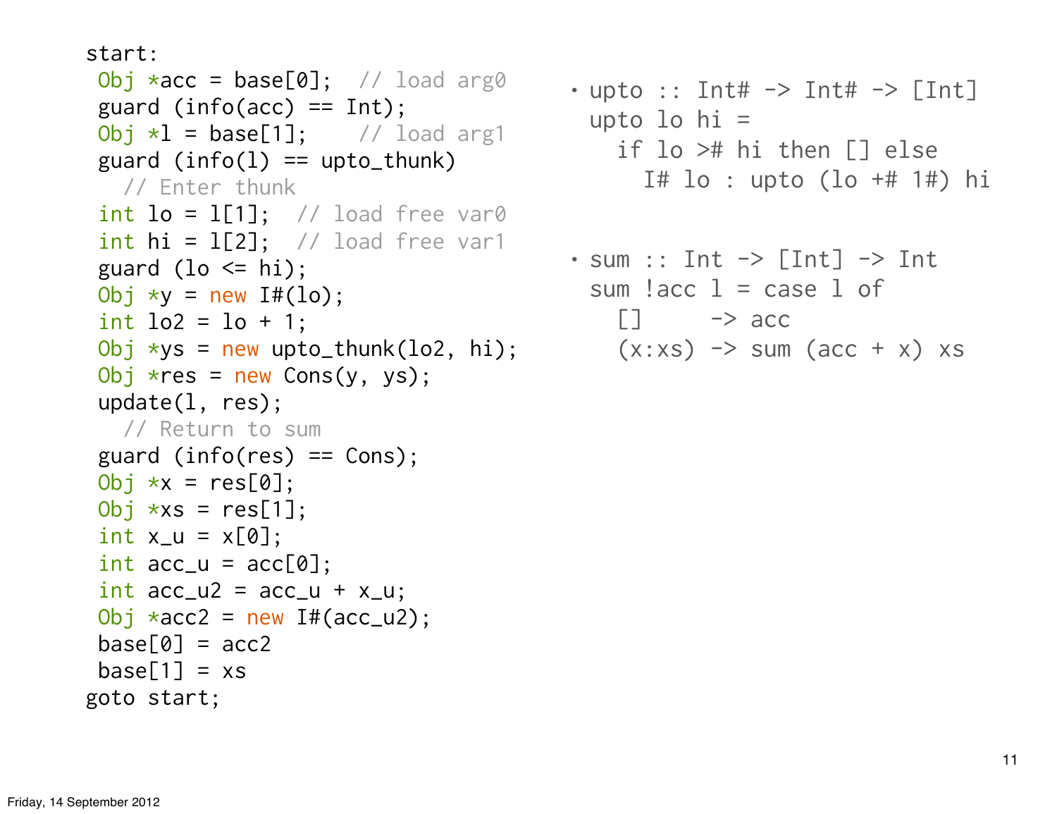```
start:
 Obj *acc = base[0];  // load arg0
 guard (info(acc) == Int);
 Obj *l = base[1];    // load arg1
 guard (info(l) == upto_thunk)
   // Enter thunk
 int lo = l[1];  // load free var0
 int hi = l[2];  // load free var1
 guard (lo <= hi);
 Obj *y = new I#(lo);
 int lo2 = lo + 1;
 Obj *ys = new upto_thunk(lo2, hi);
 Obj *res = new Cons(y, ys);
 update(l, res);
   // Return to sum
 guard (info(res) == Cons);
 Obj *x = res[0];
 Obj *xs = res[1];
 int x_u = x[0];
 int acc_u = acc[0];
 int acc_u2 = acc_u + x_u;
 Obj *acc2 = new I#(acc_u2);
 base[0] = acc2
 base[1] = xs
goto start;
```

- ```
  upto :: Int# -> Int# -> [Int]
  upto lo hi =
    if lo ># hi then [] else
      I# lo : upto (lo +# 1#) hi
  ```

- ```
  sum :: Int -> [Int] -> Int
  sum !acc l = case l of
    []     -> acc
    (x:xs) -> sum (acc + x) xs
  ```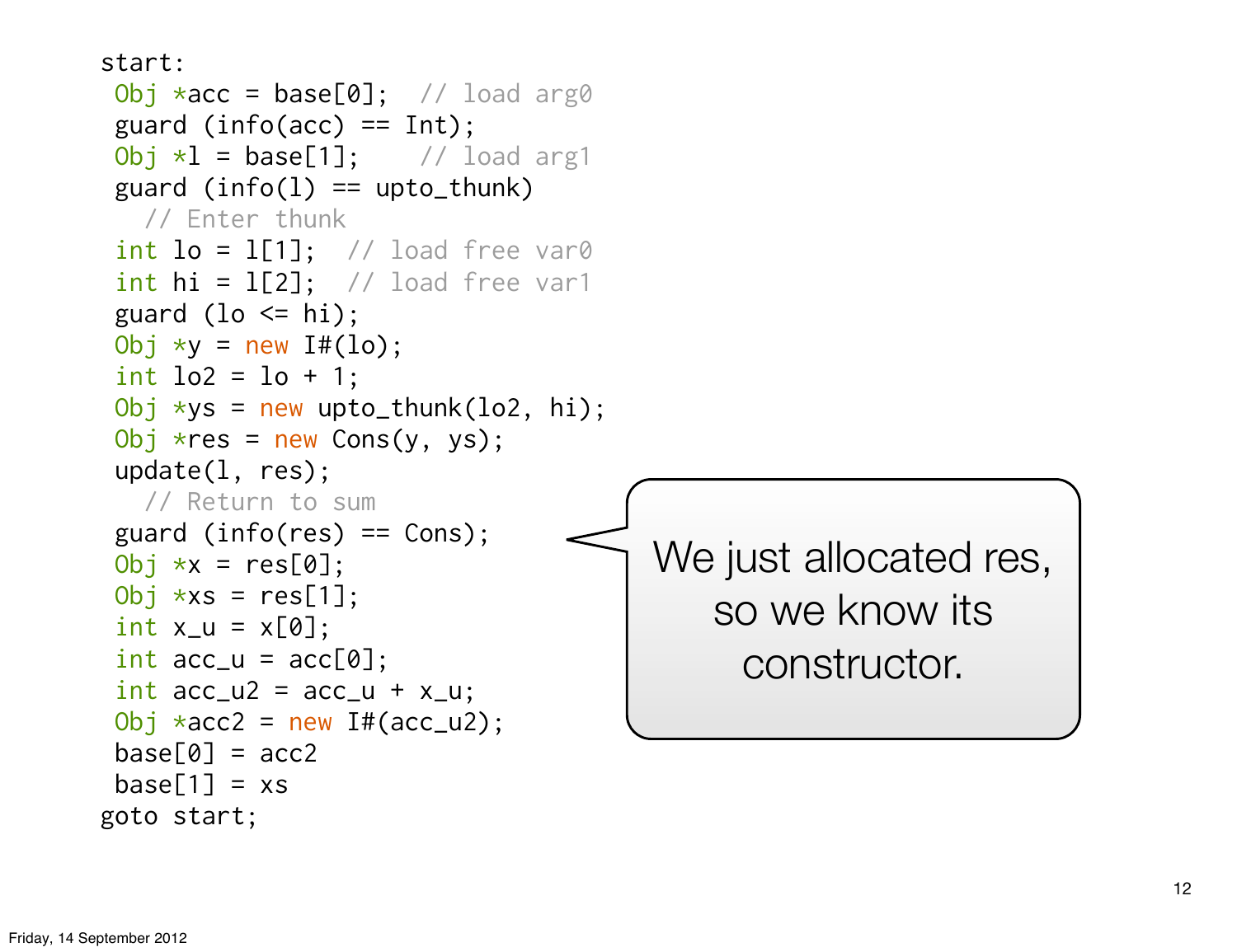```
start:
 Obj *acc = base[0];  // load arg0
 guard (info(acc) == Int);
 Obj *l = base[1];    // load arg1
 guard (info(l) == upto_thunk)
   // Enter thunk
 int lo = l[1];  // load free var0
 int hi = l[2];  // load free var1
 guard (lo <= hi);
 Obj *y = new I#(lo);
 int lo2 = lo + 1;
 Obj *ys = new upto_thunk(lo2, hi);
 Obj *res = new Cons(y, ys);
 update(l, res);
   // Return to sum
 guard (info(res) == Cons);
 Obj *x = res[0];
 Obj *xs = res[1];
 int x_u = x[0];
 int acc_u = acc[0];
 int acc_u2 = acc_u + x_u;
 Obj *acc2 = new I#(acc_u2);
 base[0] = acc2
 base[1] = xs
goto start;
```

We just allocated res, so we know its constructor.

Friday, 14 September 2012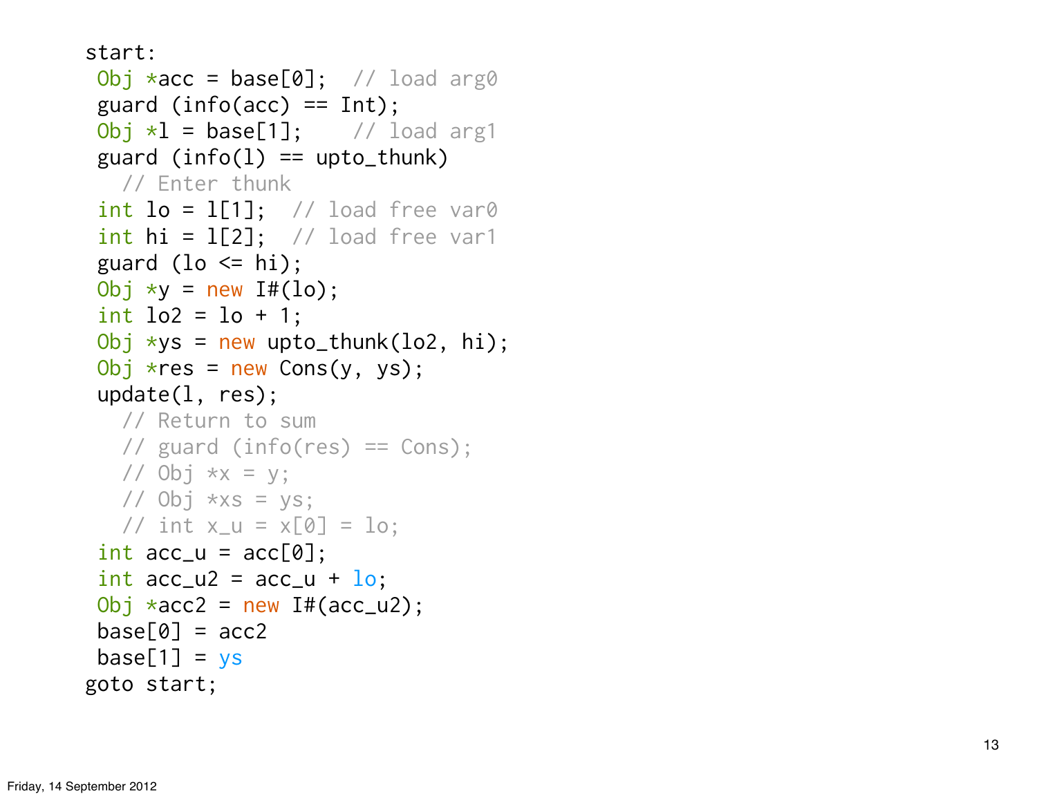```
start:
 Obj *acc = base[0];  // load arg0
 guard (info(acc) == Int);
 Obj *l = base[1];    // load arg1
 guard (info(l) == upto_thunk)
   // Enter thunk
 int lo = l[1];  // load free var0
 int hi = l[2];  // load free var1
 guard (lo <= hi);
 Obj *y = new I#(lo);
 int lo2 = lo + 1;
 Obj *ys = new upto_thunk(lo2, hi);
 Obj *res = new Cons(y, ys);
 update(l, res);
   // Return to sum
   // guard (info(res) == Cons);
   // Obj *x = y;
   // Obj *xs = ys;
   // int x_u = x[0] = lo;
 int acc_u = acc[0];
 int acc_u2 = acc_u + lo;
 Obj *acc2 = new I#(acc_u2);
 base[0] = acc2
 base[1] = ys
goto start;
```

Friday, 14 September 2012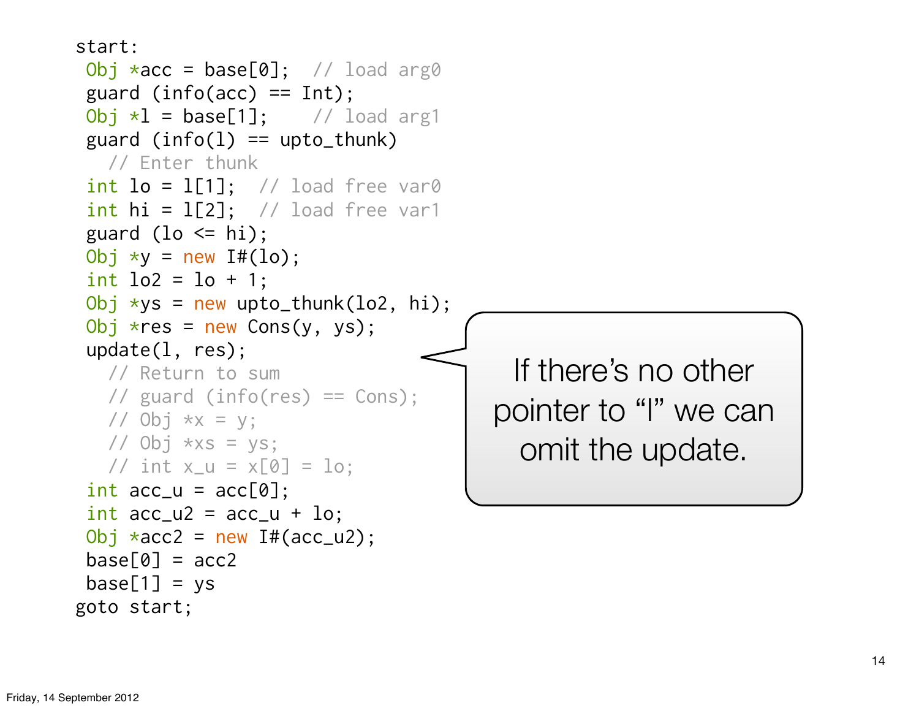```
start:
 Obj *acc = base[0];  // load arg0
 guard (info(acc) == Int);
 Obj *l = base[1];    // load arg1
 guard (info(l) == upto_thunk)
   // Enter thunk
 int lo = l[1];  // load free var0
 int hi = l[2];  // load free var1
 guard (lo <= hi);
 Obj *y = new I#(lo);
 int lo2 = lo + 1;
 Obj *ys = new upto_thunk(lo2, hi);
 Obj *res = new Cons(y, ys);
 update(l, res);
   // Return to sum
   // guard (info(res) == Cons);
   // Obj *x = y;
   // Obj *xs = ys;
   // int x_u = x[0] = lo;
 int acc_u = acc[0];
 int acc_u2 = acc_u + lo;
 Obj *acc2 = new I#(acc_u2);
 base[0] = acc2
 base[1] = ys
goto start;
```

If there's no other pointer to "l" we can omit the update.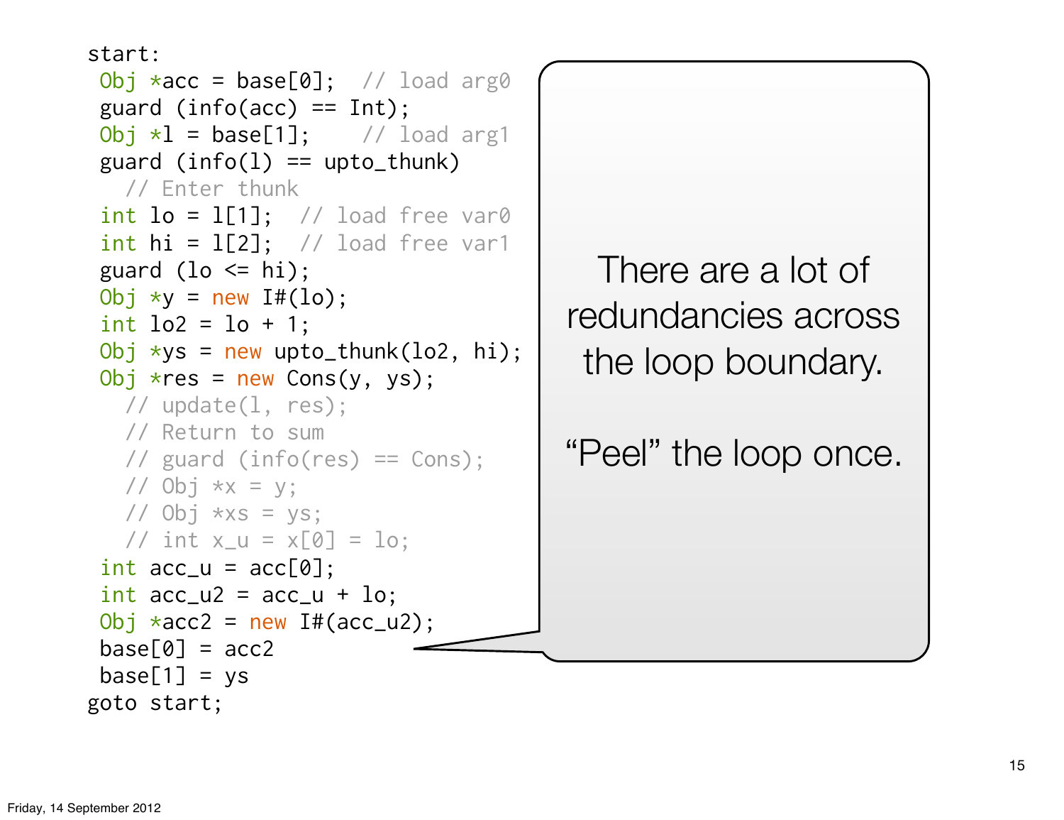```
start:
 Obj *acc = base[0];  // load arg0
 guard (info(acc) == Int);
 Obj *l = base[1];    // load arg1
 guard (info(l) == upto_thunk)
   // Enter thunk
 int lo = l[1];  // load free var0
 int hi = l[2];  // load free var1
 guard (lo <= hi);
 Obj *y = new I#(lo);
 int lo2 = lo + 1;
 Obj *ys = new upto_thunk(lo2, hi);
 Obj *res = new Cons(y, ys);
   // update(l, res);
   // Return to sum
   // guard (info(res) == Cons);
   // Obj *x = y;
   // Obj *xs = ys;
   // int x_u = x[0] = lo;
 int acc_u = acc[0];
 int acc_u2 = acc_u + lo;
 Obj *acc2 = new I#(acc_u2);
 base[0] = acc2
 base[1] = ys
goto start;
```

There are a lot of redundancies across the loop boundary.

“Peel” the loop once.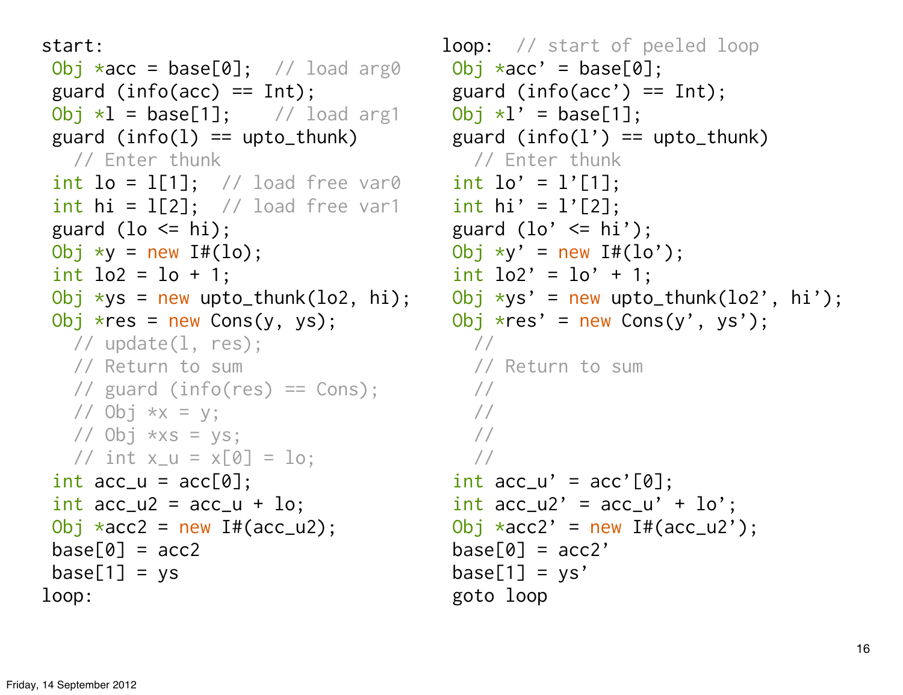```
start:
 Obj *acc = base[0];  // load arg0
 guard (info(acc) == Int);
 Obj *l = base[1];    // load arg1
 guard (info(l) == upto_thunk)
   // Enter thunk
 int lo = l[1];  // load free var0
 int hi = l[2];  // load free var1
 guard (lo <= hi);
 Obj *y = new I#(lo);
 int lo2 = lo + 1;
 Obj *ys = new upto_thunk(lo2, hi);
 Obj *res = new Cons(y, ys);
   // update(l, res);
   // Return to sum
   // guard (info(res) == Cons);
   // Obj *x = y;
   // Obj *xs = ys;
   // int x_u = x[0] = lo;
 int acc_u = acc[0];
 int acc_u2 = acc_u + lo;
 Obj *acc2 = new I#(acc_u2);
 base[0] = acc2
 base[1] = ys
loop:
```

```
loop:  // start of peeled loop
 Obj *acc' = base[0];
 guard (info(acc') == Int);
 Obj *l' = base[1];
 guard (info(l') == upto_thunk)
   // Enter thunk
 int lo' = l'[1];
 int hi' = l'[2];
 guard (lo' <= hi');
 Obj *y' = new I#(lo');
 int lo2' = lo' + 1;
 Obj *ys' = new upto_thunk(lo2', hi');
 Obj *res' = new Cons(y', ys');
   //
   // Return to sum
   //
   //
   //
   //
 int acc_u' = acc'[0];
 int acc_u2' = acc_u' + lo';
 Obj *acc2' = new I#(acc_u2');
 base[0] = acc2'
 base[1] = ys'
 goto loop
```

Friday, 14 September 2012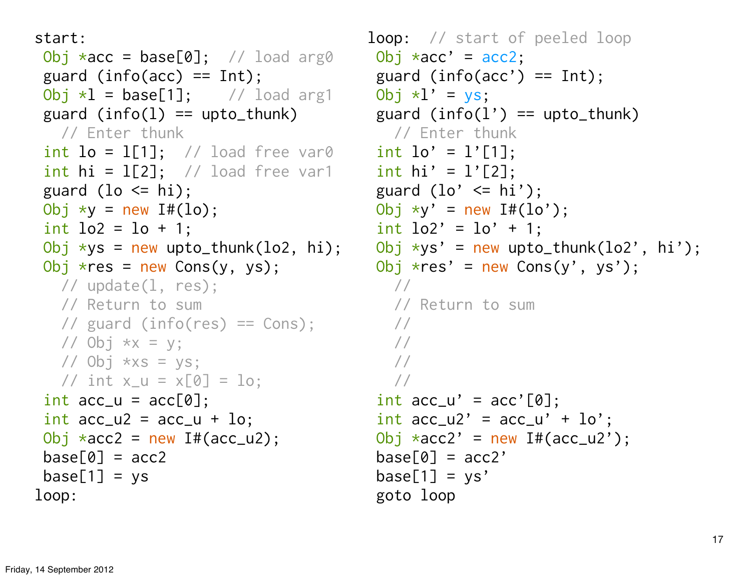```
start:
 Obj *acc = base[0];  // load arg0
 guard (info(acc) == Int);
 Obj *l = base[1];    // load arg1
 guard (info(l) == upto_thunk)
   // Enter thunk
 int lo = l[1];  // load free var0
 int hi = l[2];  // load free var1
 guard (lo <= hi);
 Obj *y = new I#(lo);
 int lo2 = lo + 1;
 Obj *ys = new upto_thunk(lo2, hi);
 Obj *res = new Cons(y, ys);
   // update(l, res);
   // Return to sum
   // guard (info(res) == Cons);
   // Obj *x = y;
   // Obj *xs = ys;
   // int x_u = x[0] = lo;
 int acc_u = acc[0];
 int acc_u2 = acc_u + lo;
 Obj *acc2 = new I#(acc_u2);
 base[0] = acc2
 base[1] = ys
loop:
```

```
loop:  // start of peeled loop
 Obj *acc' = acc2;
 guard (info(acc') == Int);
 Obj *l' = ys;
 guard (info(l') == upto_thunk)
   // Enter thunk
 int lo' = l'[1];
 int hi' = l'[2];
 guard (lo' <= hi');
 Obj *y' = new I#(lo');
 int lo2' = lo' + 1;
 Obj *ys' = new upto_thunk(lo2', hi');
 Obj *res' = new Cons(y', ys');
   //
   // Return to sum
   //
   //
   //
   //
 int acc_u' = acc'[0];
 int acc_u2' = acc_u' + lo';
 Obj *acc2' = new I#(acc_u2');
 base[0] = acc2'
 base[1] = ys'
 goto loop
```

Friday, 14 September 2012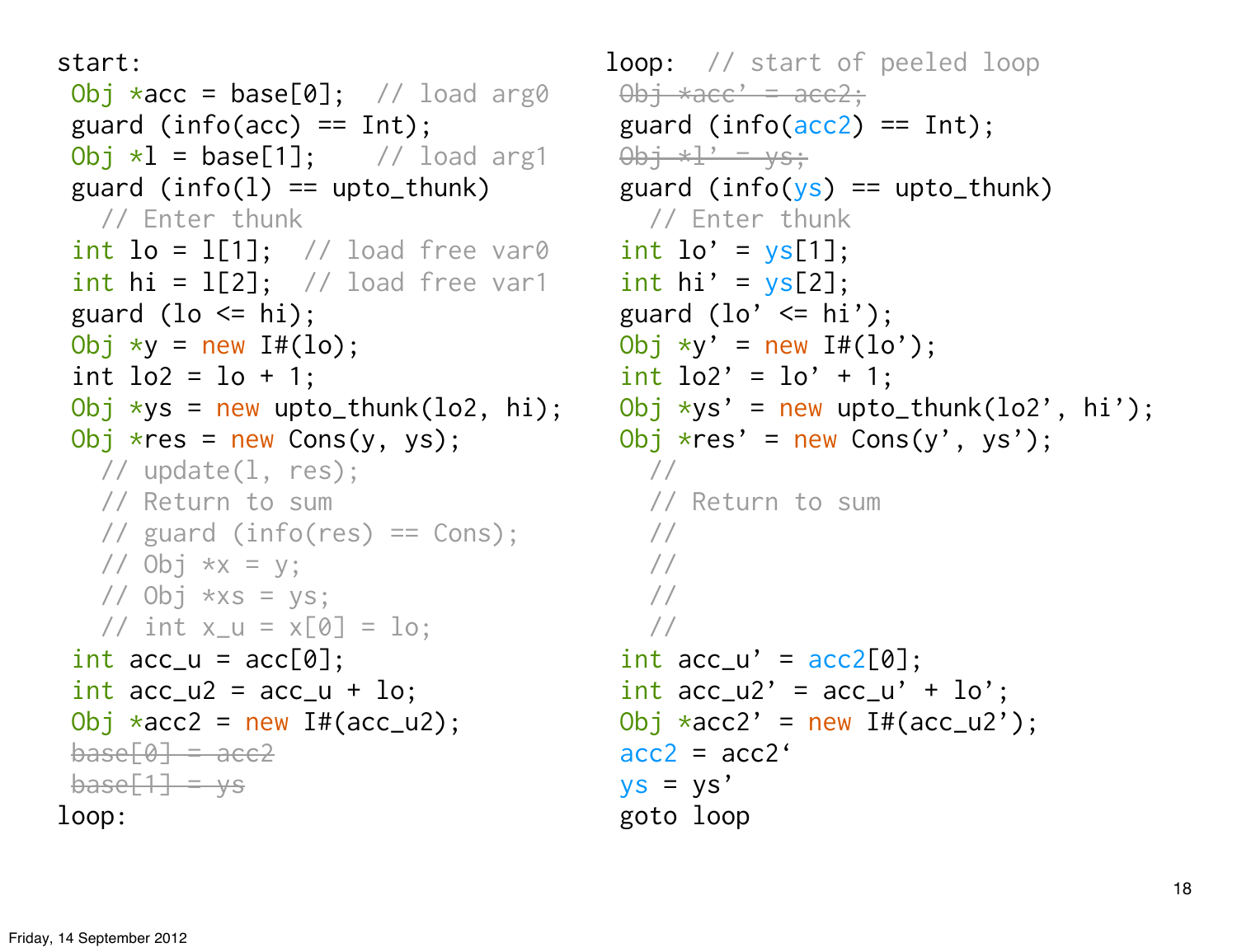```
start:
 Obj *acc = base[0];  // load arg0
 guard (info(acc) == Int);
 Obj *l = base[1];    // load arg1
 guard (info(l) == upto_thunk)
   // Enter thunk
 int lo = l[1];  // load free var0
 int hi = l[2];  // load free var1
 guard (lo <= hi);
 Obj *y = new I#(lo);
 int lo2 = lo + 1;
 Obj *ys = new upto_thunk(lo2, hi);
 Obj *res = new Cons(y, ys);
   // update(l, res);
   // Return to sum
   // guard (info(res) == Cons);
   // Obj *x = y;
   // Obj *xs = ys;
   // int x_u = x[0] = lo;
 int acc_u = acc[0];
 int acc_u2 = acc_u + lo;
 Obj *acc2 = new I#(acc_u2);
 base[0] = acc2
 base[1] = ys
loop:
```

```
loop:  // start of peeled loop
 Obj *acc' = acc2;
 guard (info(acc2) == Int);
 Obj *l' = ys;
 guard (info(ys) == upto_thunk)
   // Enter thunk
 int lo' = ys[1];
 int hi' = ys[2];
 guard (lo' <= hi');
 Obj *y' = new I#(lo');
 int lo2' = lo' + 1;
 Obj *ys' = new upto_thunk(lo2', hi');
 Obj *res' = new Cons(y', ys');
   //
   // Return to sum
   //
   //
   //
   //
 int acc_u' = acc2[0];
 int acc_u2' = acc_u' + lo';
 Obj *acc2' = new I#(acc_u2');
 acc2 = acc2'
 ys = ys'
 goto loop
```

Friday, 14 September 2012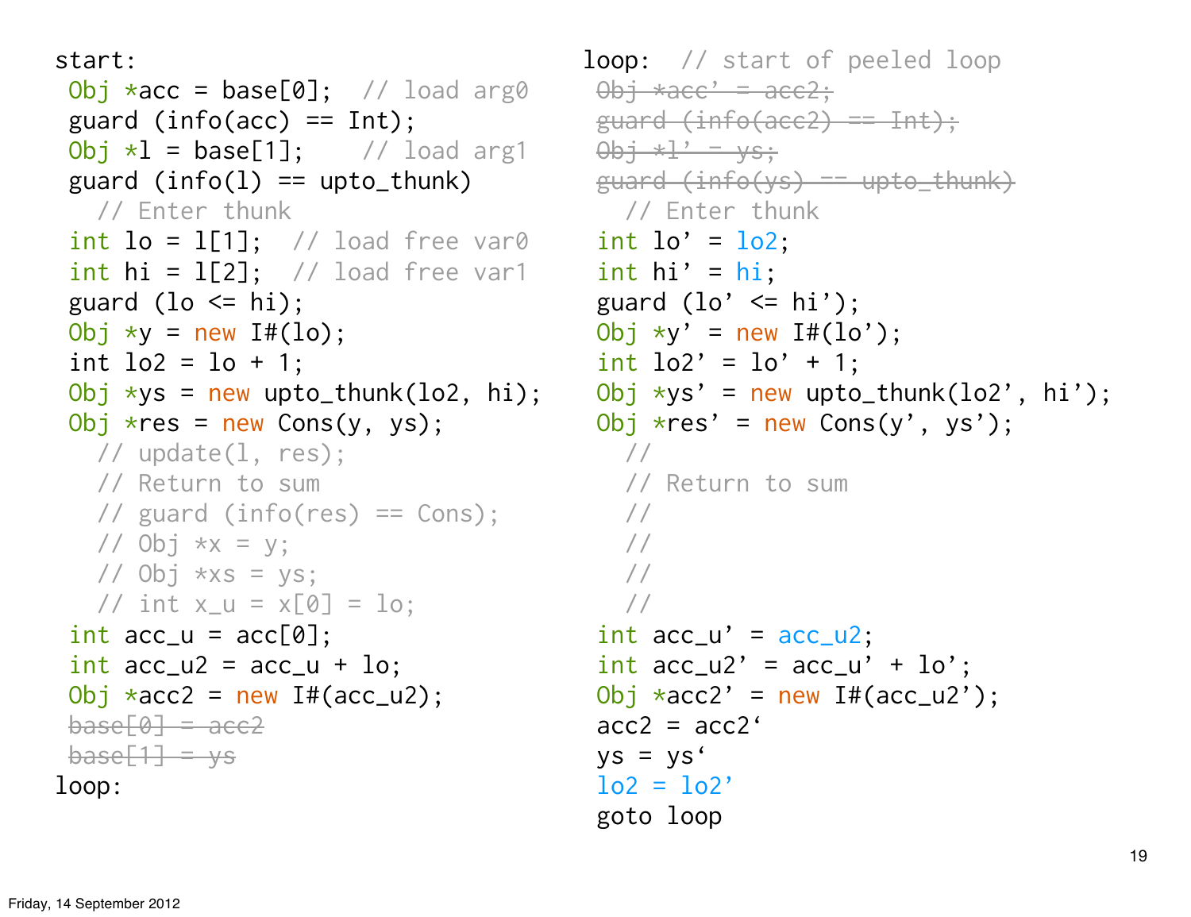```
start:
 Obj *acc = base[0];  // load arg0
 guard (info(acc) == Int);
 Obj *l = base[1];    // load arg1
 guard (info(l) == upto_thunk)
   // Enter thunk
 int lo = l[1];  // load free var0
 int hi = l[2];  // load free var1
 guard (lo <= hi);
 Obj *y = new I#(lo);
 int lo2 = lo + 1;
 Obj *ys = new upto_thunk(lo2, hi);
 Obj *res = new Cons(y, ys);
   // update(l, res);
   // Return to sum
   // guard (info(res) == Cons);
   // Obj *x = y;
   // Obj *xs = ys;
   // int x_u = x[0] = lo;
 int acc_u = acc[0];
 int acc_u2 = acc_u + lo;
 Obj *acc2 = new I#(acc_u2);
 base[0] = acc2
 base[1] = ys
loop:
```

```
loop:  // start of peeled loop
 Obj *acc' = acc2;
 guard (info(acc2) == Int);
 Obj *l' = ys;
 guard (info(ys) == upto_thunk)
   // Enter thunk
 int lo' = lo2;
 int hi' = hi;
 guard (lo' <= hi');
 Obj *y' = new I#(lo');
 int lo2' = lo' + 1;
 Obj *ys' = new upto_thunk(lo2', hi');
 Obj *res' = new Cons(y', ys');
   //
   // Return to sum
   //
   //
   //
   //
 int acc_u' = acc_u2;
 int acc_u2' = acc_u' + lo';
 Obj *acc2' = new I#(acc_u2');
 acc2 = acc2'
 ys = ys'
 lo2 = lo2'
 goto loop
```

Friday, 14 September 2012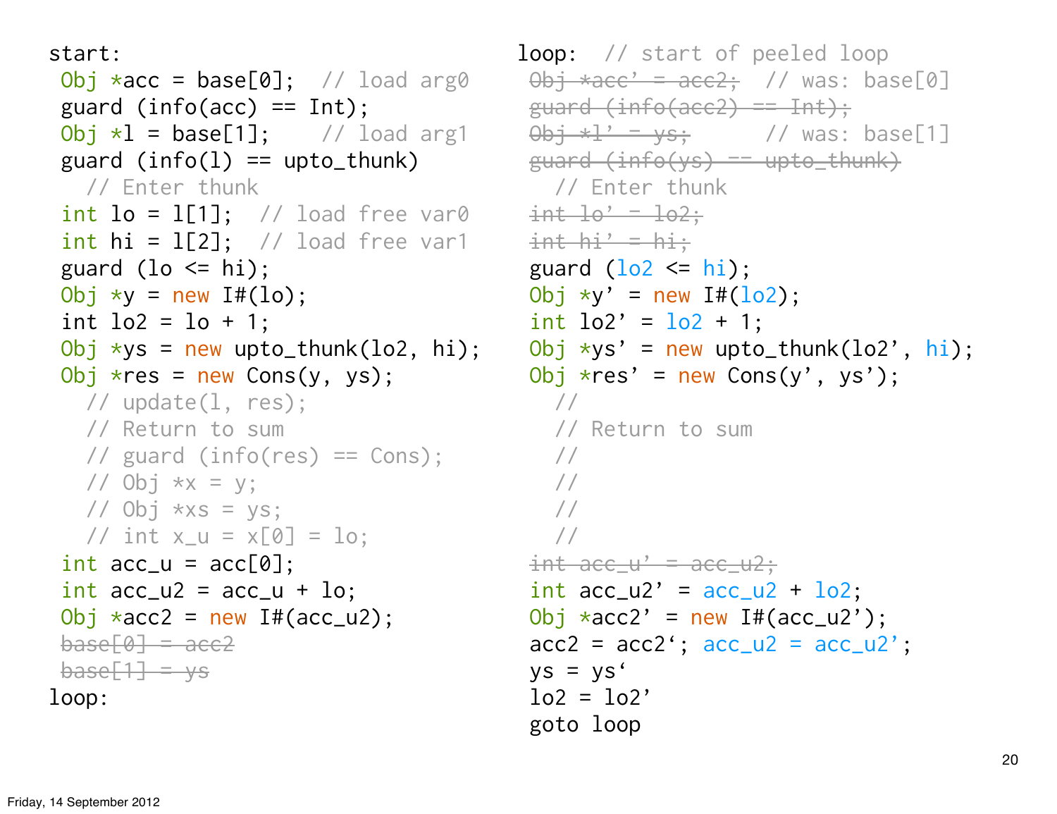```
start:
 Obj *acc = base[0];  // load arg0
 guard (info(acc) == Int);
 Obj *l = base[1];    // load arg1
 guard (info(l) == upto_thunk)
   // Enter thunk
 int lo = l[1];  // load free var0
 int hi = l[2];  // load free var1
 guard (lo <= hi);
 Obj *y = new I#(lo);
 int lo2 = lo + 1;
 Obj *ys = new upto_thunk(lo2, hi);
 Obj *res = new Cons(y, ys);
   // update(l, res);
   // Return to sum
   // guard (info(res) == Cons);
   // Obj *x = y;
   // Obj *xs = ys;
   // int x_u = x[0] = lo;
 int acc_u = acc[0];
 int acc_u2 = acc_u + lo;
 Obj *acc2 = new I#(acc_u2);
 base[0] = acc2
 base[1] = ys
loop:
```

```
loop:  // start of peeled loop
 Obj *acc' = acc2;   // was: base[0]
 guard (info(acc2) == Int);
 Obj *l' = ys;       // was: base[1]
 guard (info(ys) == upto_thunk)
   // Enter thunk
 int lo' = lo2;
 int hi' = hi;
 guard (lo2 <= hi);
 Obj *y' = new I#(lo2);
 int lo2' = lo2 + 1;
 Obj *ys' = new upto_thunk(lo2', hi);
 Obj *res' = new Cons(y', ys');
   //
   // Return to sum
   //
   //
   //
   //
 int acc_u' = acc_u2;
 int acc_u2' = acc_u2 + lo2;
 Obj *acc2' = new I#(acc_u2');
 acc2 = acc2'; acc_u2 = acc_u2';
 ys = ys'
 lo2 = lo2'
 goto loop
```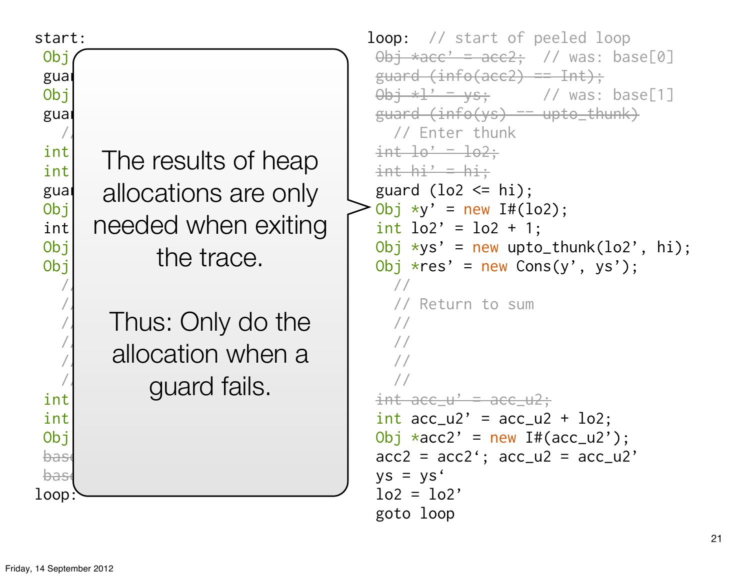```
start:
 Obj
 guar
 Obj
 guar
   //
 int
 int
 guar
 Obj
 int
 Obj
 Obj
   //
   //
   //
   //
   //
   //
 int
 int
 Obj
 base
 base
loop:
```

The results of heap allocations are only needed when exiting the trace.

Thus: Only do the allocation when a guard fails.

```
loop:  // start of peeled loop
 ~~Obj *acc' = acc2;~~   // was: base[0]
 ~~guard (info(acc2) == Int);~~
 ~~Obj *l' = ys;~~       // was: base[1]
 ~~guard (info(ys) == upto_thunk)~~
   // Enter thunk
 ~~int lo' = lo2;~~
 ~~int hi' = hi;~~
 guard (lo2 <= hi);
 Obj *y' = new I#(lo2);
 int lo2' = lo2 + 1;
 Obj *ys' = new upto_thunk(lo2', hi);
 Obj *res' = new Cons(y', ys');
   //
   // Return to sum
   //
   //
   //
   //
 ~~int acc_u' = acc_u2;~~
 int acc_u2' = acc_u2 + lo2;
 Obj *acc2' = new I#(acc_u2');
 acc2 = acc2'; acc_u2 = acc_u2'
 ys = ys'
 lo2 = lo2'
 goto loop
```

Friday, 14 September 2012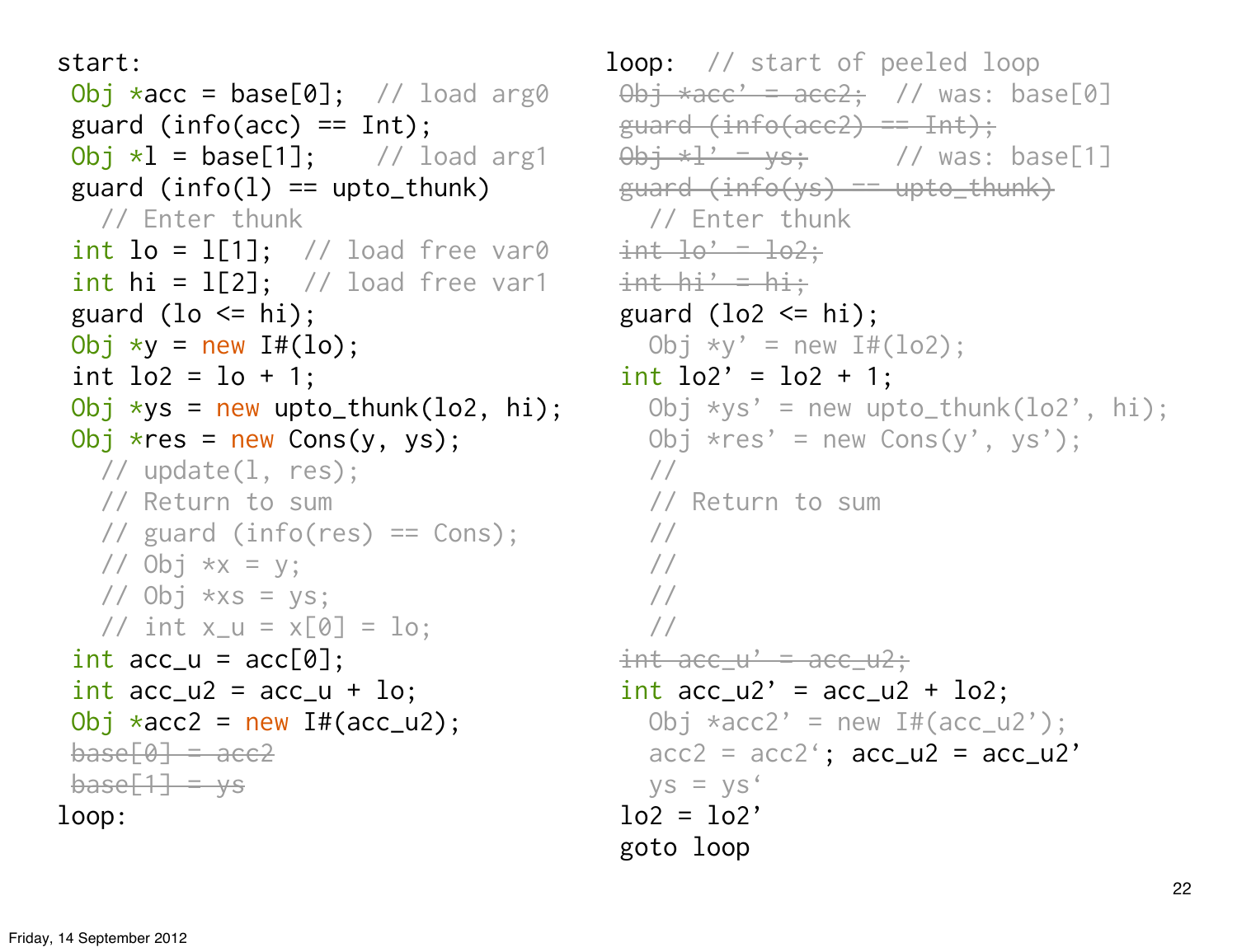```
start:
 Obj *acc = base[0];  // load arg0
 guard (info(acc) == Int);
 Obj *l = base[1];    // load arg1
 guard (info(l) == upto_thunk)
   // Enter thunk
 int lo = l[1];  // load free var0
 int hi = l[2];  // load free var1
 guard (lo <= hi);
 Obj *y = new I#(lo);
 int lo2 = lo + 1;
 Obj *ys = new upto_thunk(lo2, hi);
 Obj *res = new Cons(y, ys);
   // update(l, res);
   // Return to sum
   // guard (info(res) == Cons);
   // Obj *x = y;
   // Obj *xs = ys;
   // int x_u = x[0] = lo;
 int acc_u = acc[0];
 int acc_u2 = acc_u + lo;
 Obj *acc2 = new I#(acc_u2);
 base[0] = acc2
 base[1] = ys
loop:
```

```
loop:  // start of peeled loop
 Obj *acc' = acc2;   // was: base[0]
 guard (info(acc2) == Int);
 Obj *l' = ys;       // was: base[1]
 guard (info(ys) == upto_thunk)
   // Enter thunk
 int lo' = lo2;
 int hi' = hi;
 guard (lo2 <= hi);
   Obj *y' = new I#(lo2);
 int lo2' = lo2 + 1;
   Obj *ys' = new upto_thunk(lo2', hi);
   Obj *res' = new Cons(y', ys');
   //
   // Return to sum
   //
   //
   //
   //
 int acc_u' = acc_u2;
 int acc_u2' = acc_u2 + lo2;
   Obj *acc2' = new I#(acc_u2');
   acc2 = acc2'; acc_u2 = acc_u2'
   ys = ys'
 lo2 = lo2'
 goto loop
```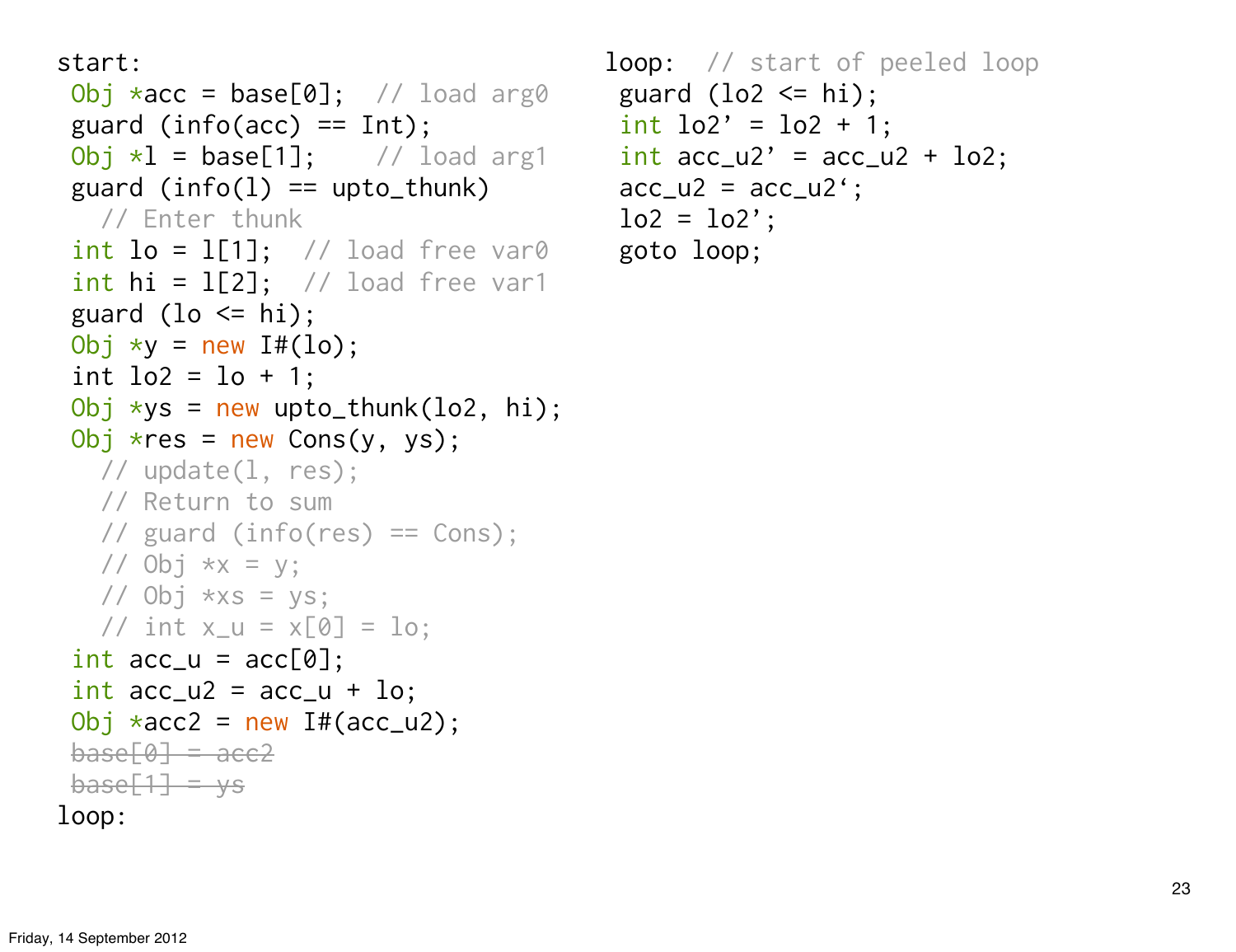```
start:
 Obj *acc = base[0];  // load arg0
 guard (info(acc) == Int);
 Obj *l = base[1];    // load arg1
 guard (info(l) == upto_thunk)
   // Enter thunk
 int lo = l[1];  // load free var0
 int hi = l[2];  // load free var1
 guard (lo <= hi);
 Obj *y = new I#(lo);
 int lo2 = lo + 1;
 Obj *ys = new upto_thunk(lo2, hi);
 Obj *res = new Cons(y, ys);
   // update(l, res);
   // Return to sum
   // guard (info(res) == Cons);
   // Obj *x = y;
   // Obj *xs = ys;
   // int x_u = x[0] = lo;
 int acc_u = acc[0];
 int acc_u2 = acc_u + lo;
 Obj *acc2 = new I#(acc_u2);
 base[0] = acc2
 base[1] = ys
loop:
```

(The lines `base[0] = acc2` and `base[1] = ys` are struck through.)

```
loop:  // start of peeled loop
 guard (lo2 <= hi);
 int lo2' = lo2 + 1;
 int acc_u2' = acc_u2 + lo2;
 acc_u2 = acc_u2';
 lo2 = lo2';
 goto loop;
```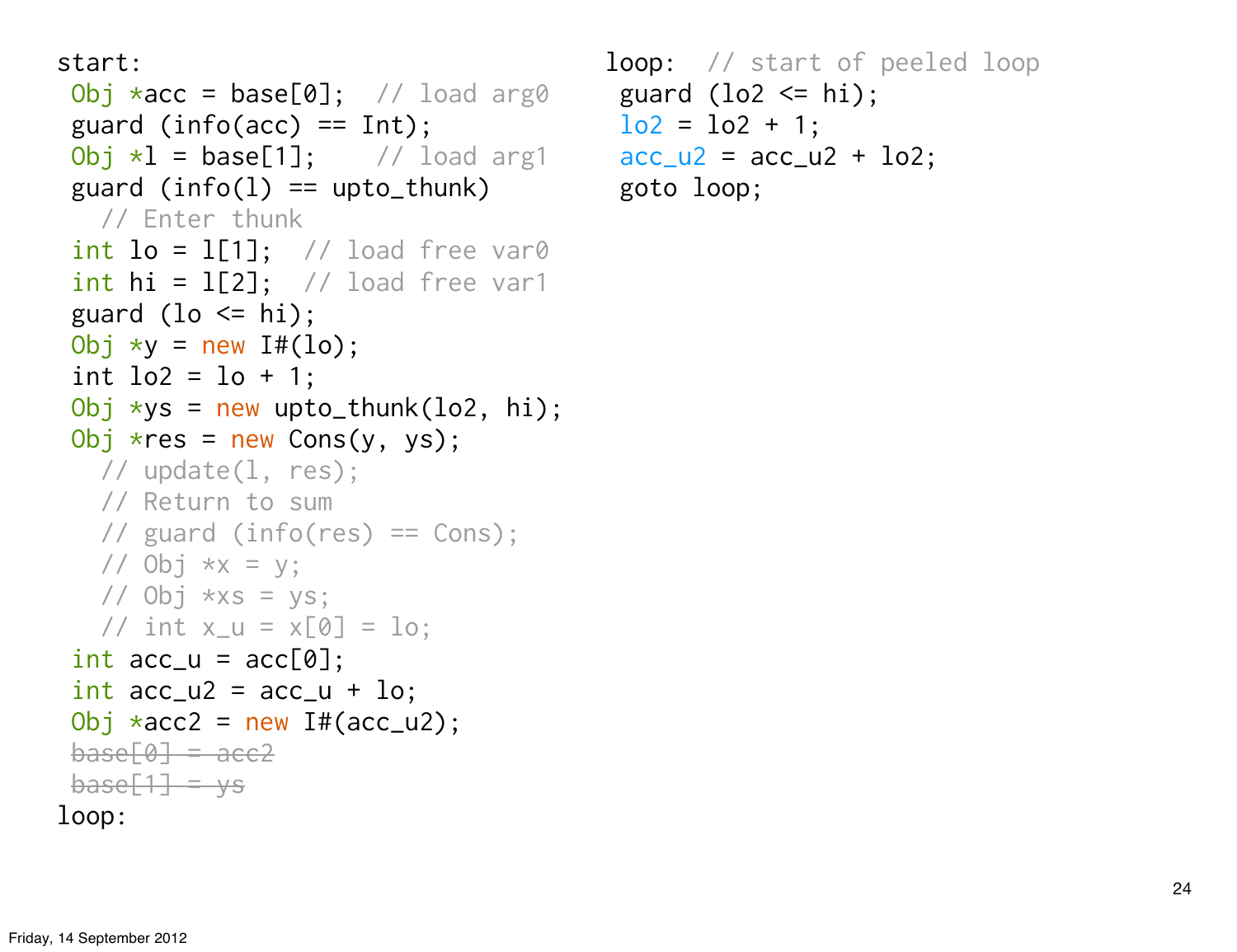```
start:
 Obj *acc = base[0];  // load arg0
 guard (info(acc) == Int);
 Obj *l = base[1];    // load arg1
 guard (info(l) == upto_thunk)
   // Enter thunk
 int lo = l[1];  // load free var0
 int hi = l[2];  // load free var1
 guard (lo <= hi);
 Obj *y = new I#(lo);
 int lo2 = lo + 1;
 Obj *ys = new upto_thunk(lo2, hi);
 Obj *res = new Cons(y, ys);
   // update(l, res);
   // Return to sum
   // guard (info(res) == Cons);
   // Obj *x = y;
   // Obj *xs = ys;
   // int x_u = x[0] = lo;
 int acc_u = acc[0];
 int acc_u2 = acc_u + lo;
 Obj *acc2 = new I#(acc_u2);
 base[0] = acc2
 base[1] = ys
loop:
```

```
loop:  // start of peeled loop
 guard (lo2 <= hi);
 lo2 = lo2 + 1;
 acc_u2 = acc_u2 + lo2;
 goto loop;
```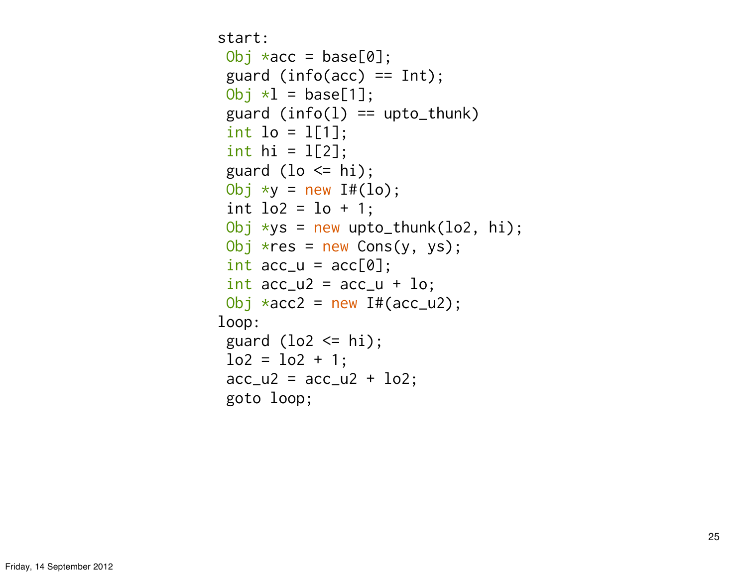```
start:
 Obj *acc = base[0];
 guard (info(acc) == Int);
 Obj *l = base[1];
 guard (info(l) == upto_thunk)
 int lo = l[1];
 int hi = l[2];
 guard (lo <= hi);
 Obj *y = new I#(lo);
 int lo2 = lo + 1;
 Obj *ys = new upto_thunk(lo2, hi);
 Obj *res = new Cons(y, ys);
 int acc_u = acc[0];
 int acc_u2 = acc_u + lo;
 Obj *acc2 = new I#(acc_u2);
loop:
 guard (lo2 <= hi);
 lo2 = lo2 + 1;
 acc_u2 = acc_u2 + lo2;
 goto loop;
```

Friday, 14 September 2012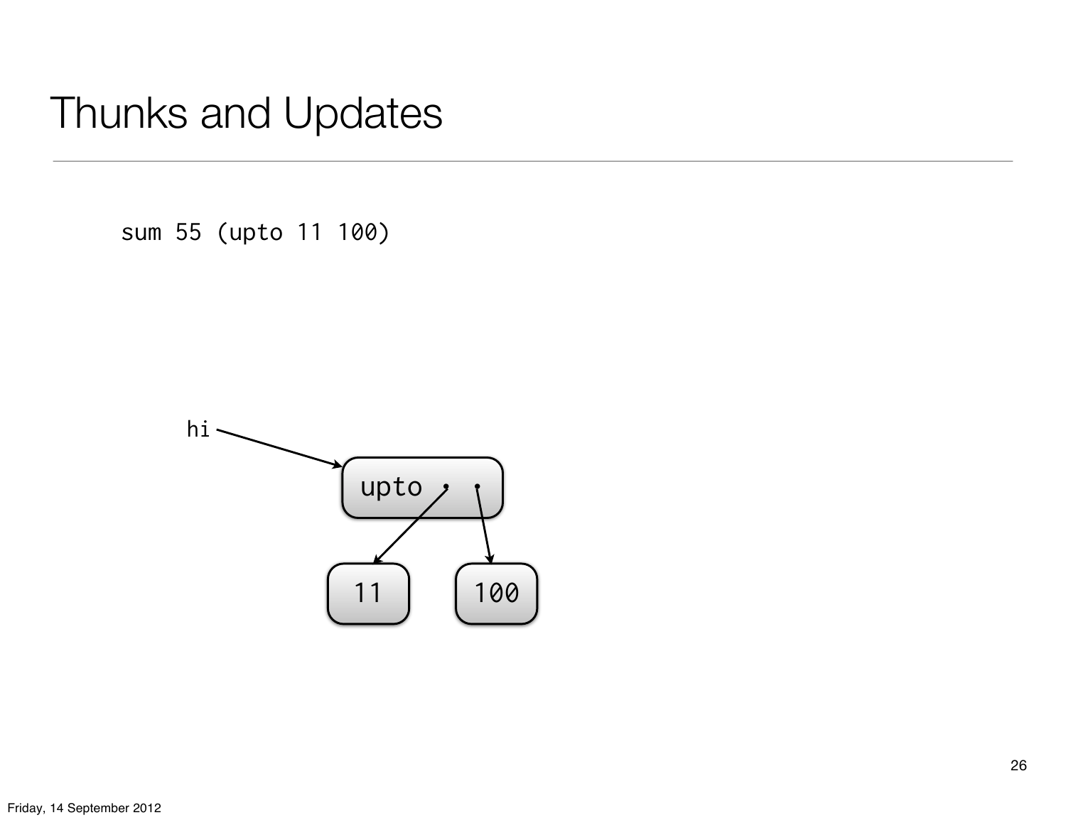# Thunks and Updates

```
sum 55 (upto 11 100)
```

hi

upto

11

100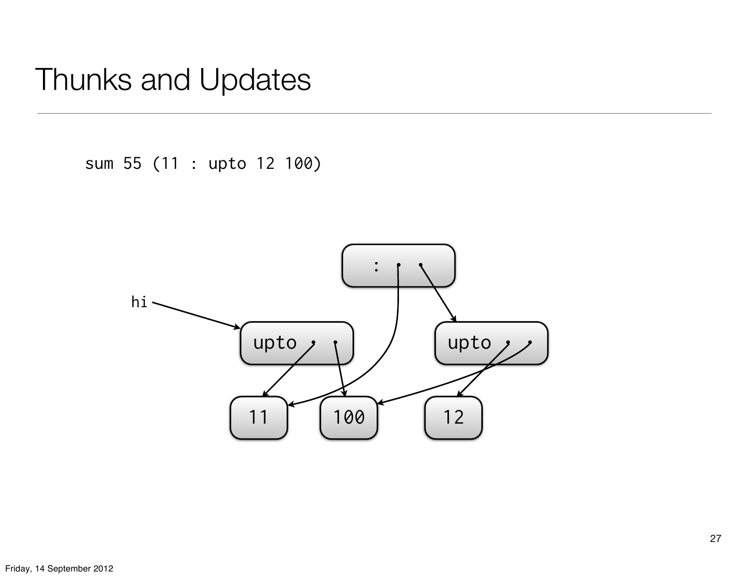# Thunks and Updates

```
sum 55 (11 : upto 12 100)
```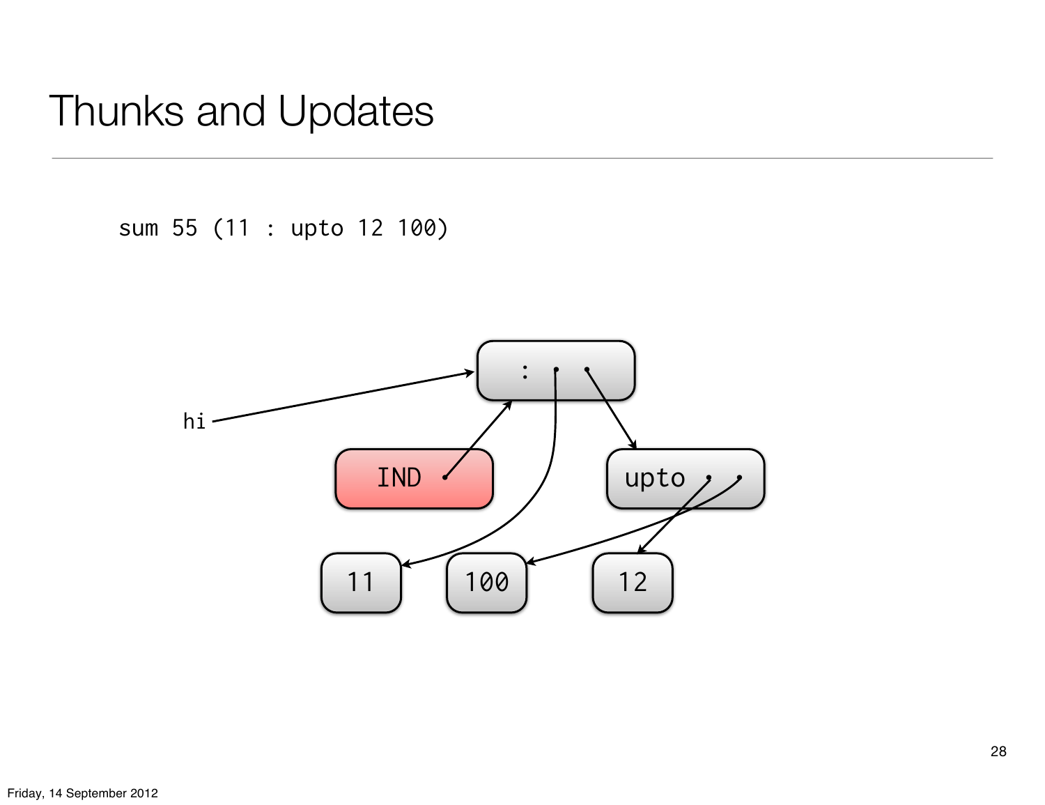# Thunks and Updates

```
sum 55 (11 : upto 12 100)
```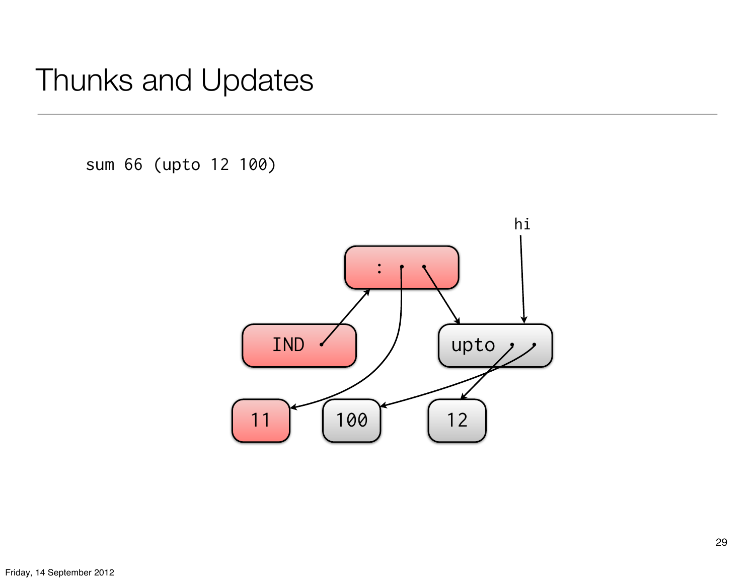# Thunks and Updates

```
sum 66 (upto 12 100)
```

hi

IND

:

upto

11

100

12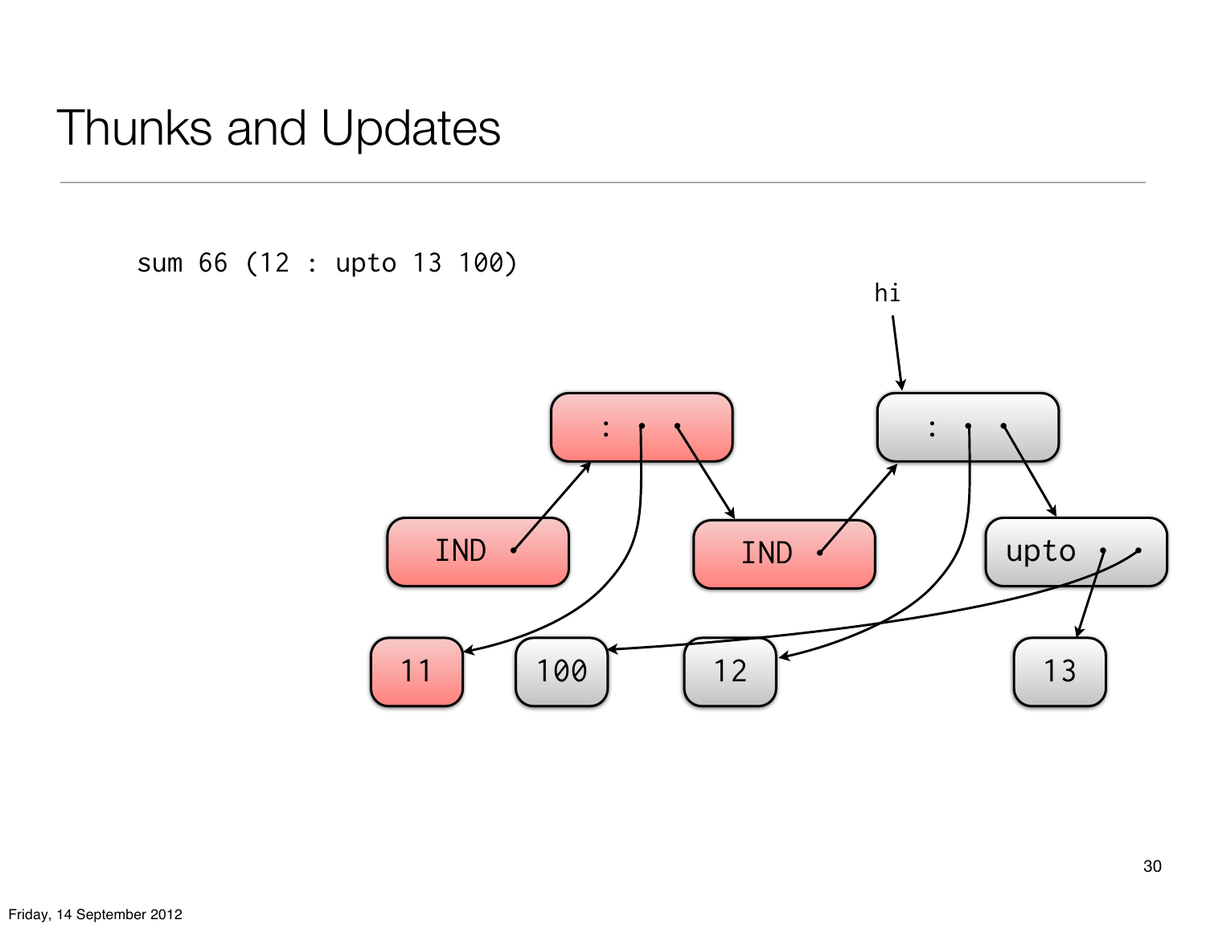# Thunks and Updates

```
sum 66 (12 : upto 13 100)
```

hi

IND  :  IND  :  upto

11  100  12  13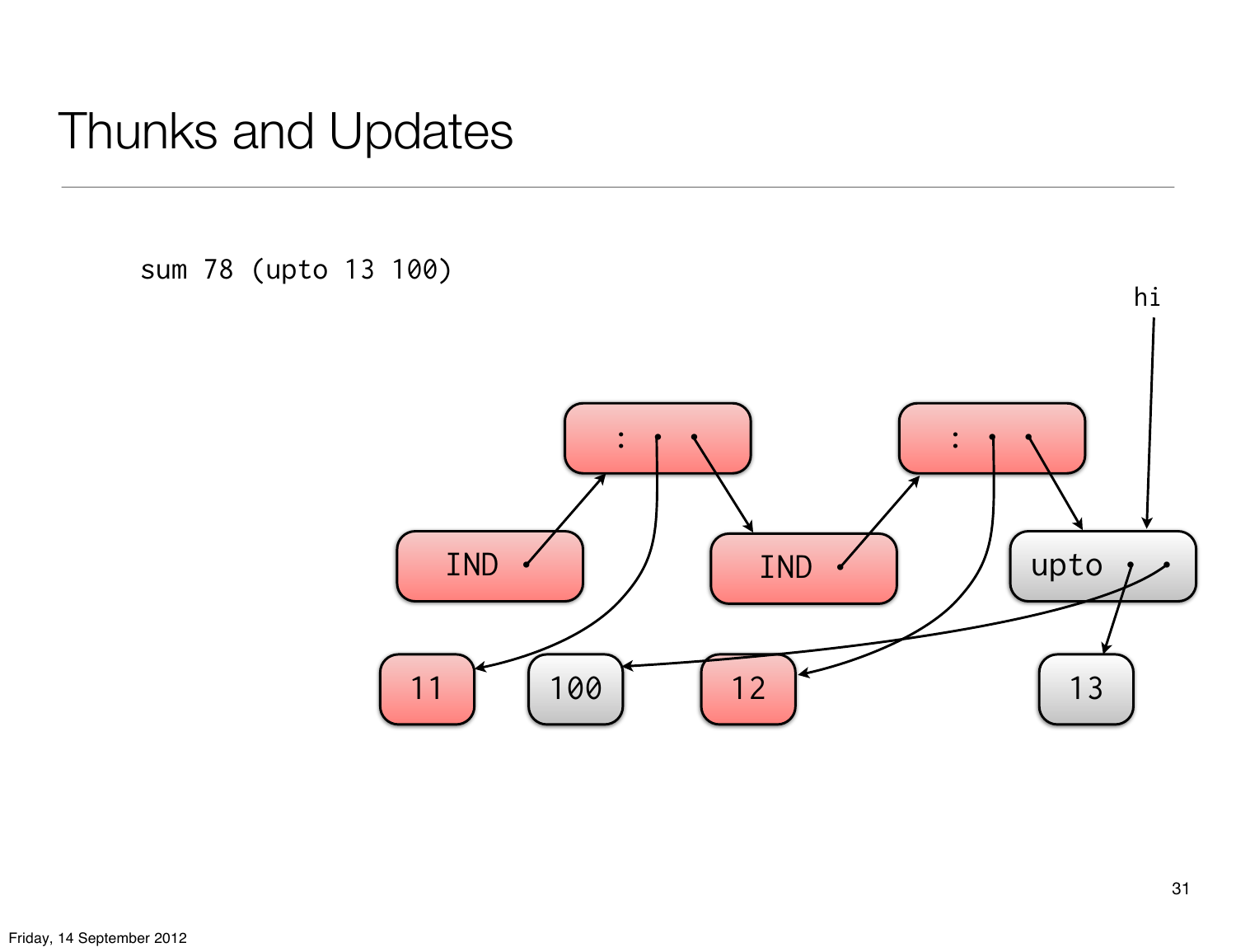# Thunks and Updates

```
sum 78 (upto 13 100)
```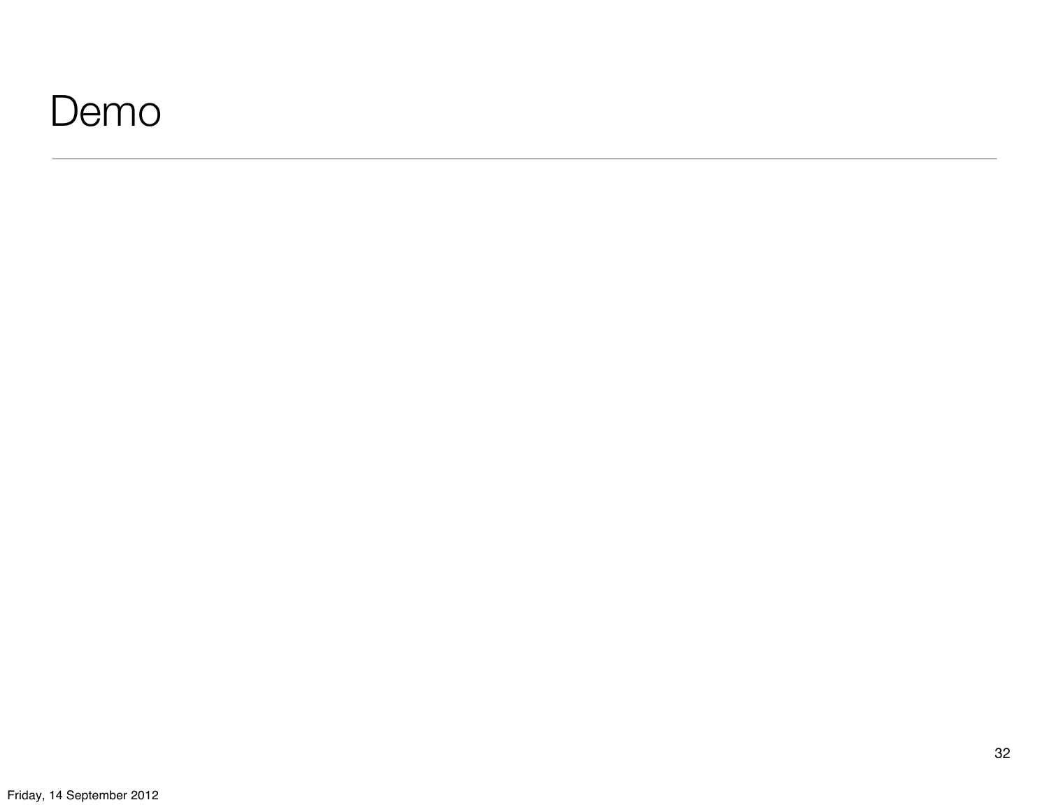# Demo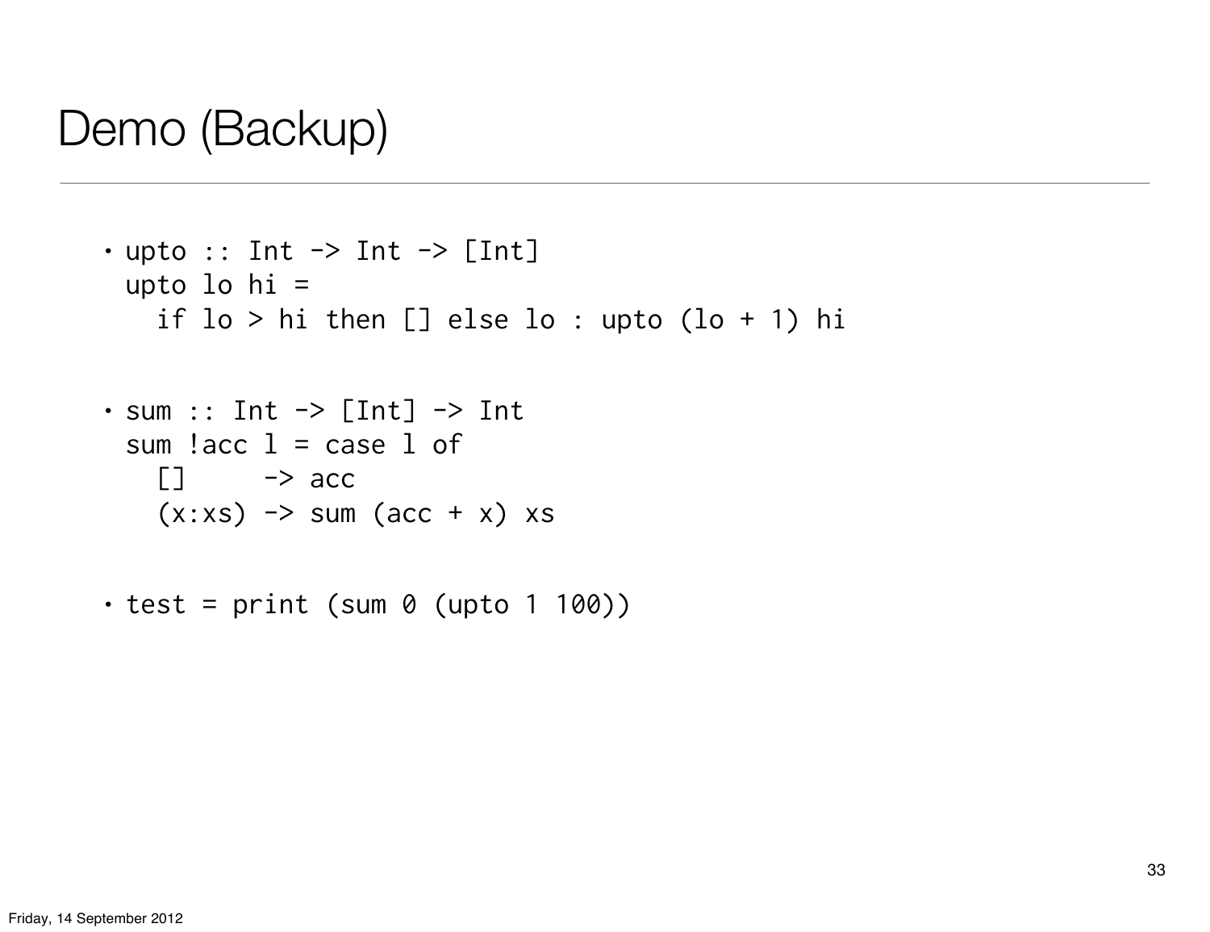# Demo (Backup)

- ```
  upto :: Int -> Int -> [Int]
  upto lo hi =
    if lo > hi then [] else lo : upto (lo + 1) hi
  ```

- ```
  sum :: Int -> [Int] -> Int
  sum !acc l = case l of
    []     -> acc
    (x:xs) -> sum (acc + x) xs
  ```

- ```
  test = print (sum 0 (upto 1 100))
  ```

Friday, 14 September 2012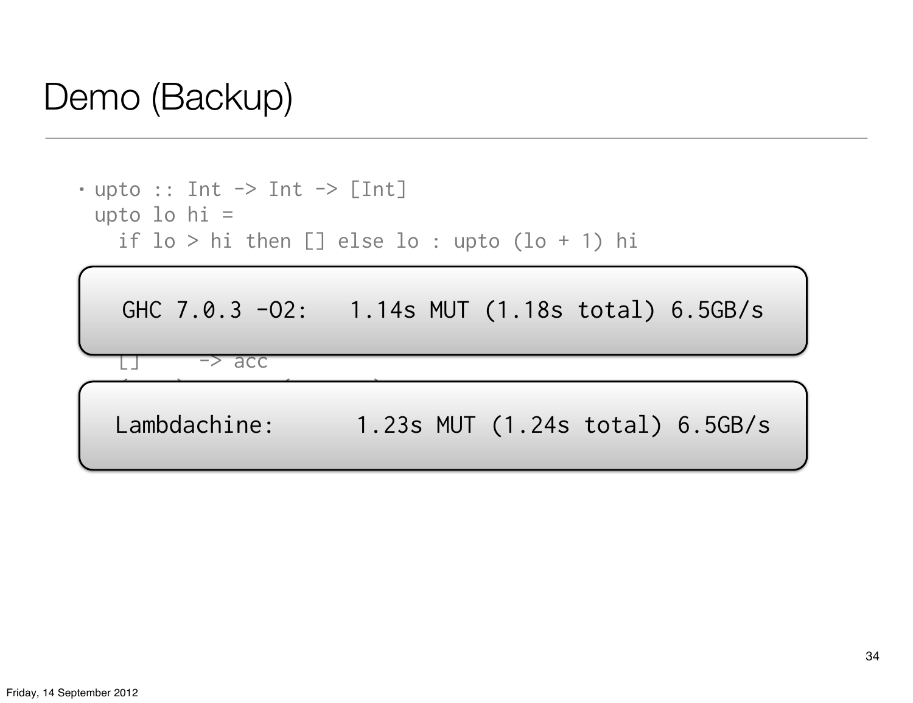# Demo (Backup)

- ```
  upto :: Int -> Int -> [Int]
  upto lo hi =
    if lo > hi then [] else lo : upto (lo + 1) hi
  ```

```
GHC 7.0.3 -O2:   1.14s MUT (1.18s total) 6.5GB/s
```

```
  []     -> acc
```

```
Lambdachine:      1.23s MUT (1.24s total) 6.5GB/s
```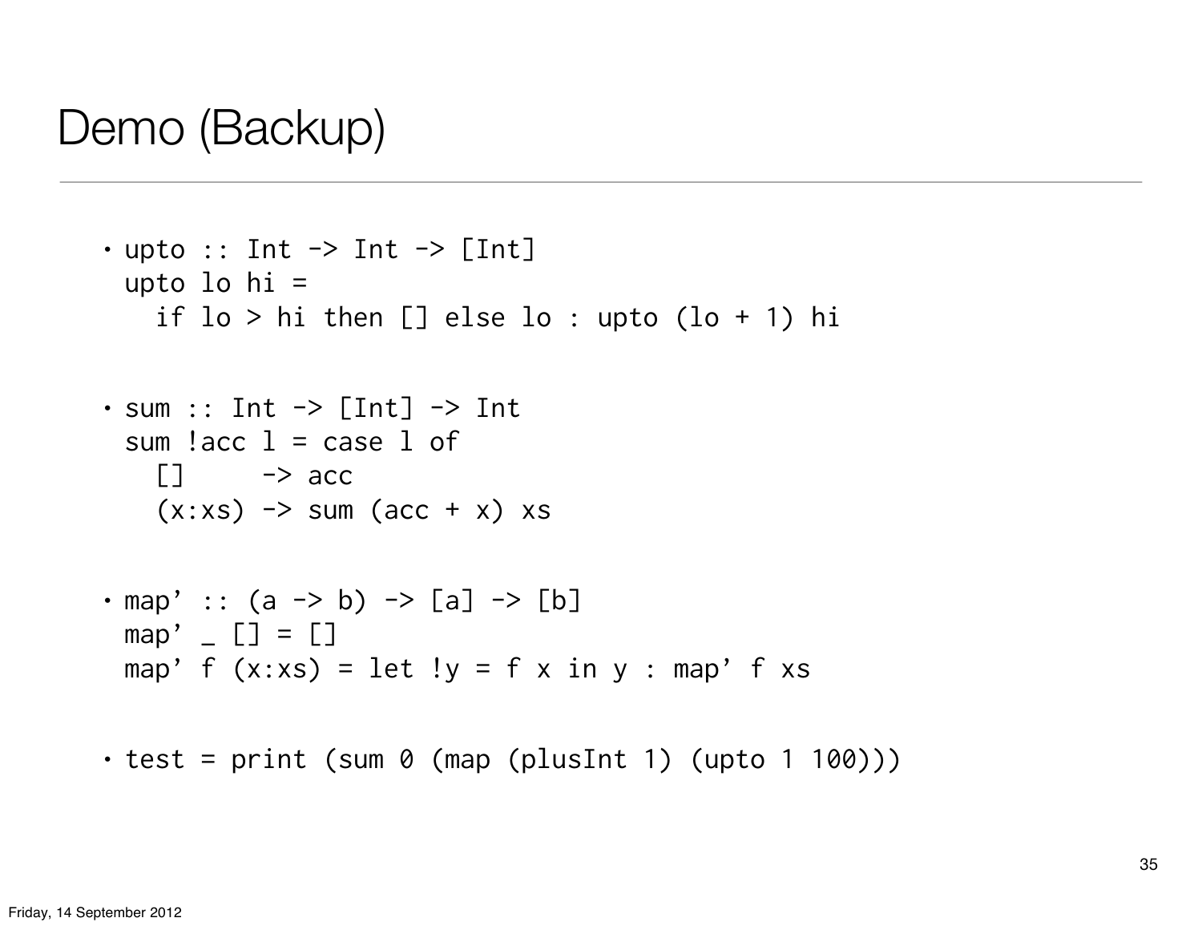# Demo (Backup)

- ```
  upto :: Int -> Int -> [Int]
  upto lo hi =
    if lo > hi then [] else lo : upto (lo + 1) hi
  ```

- ```
  sum :: Int -> [Int] -> Int
  sum !acc l = case l of
    []     -> acc
    (x:xs) -> sum (acc + x) xs
  ```

- ```
  map' :: (a -> b) -> [a] -> [b]
  map' _ [] = []
  map' f (x:xs) = let !y = f x in y : map' f xs
  ```

- ```
  test = print (sum 0 (map (plusInt 1) (upto 1 100)))
  ```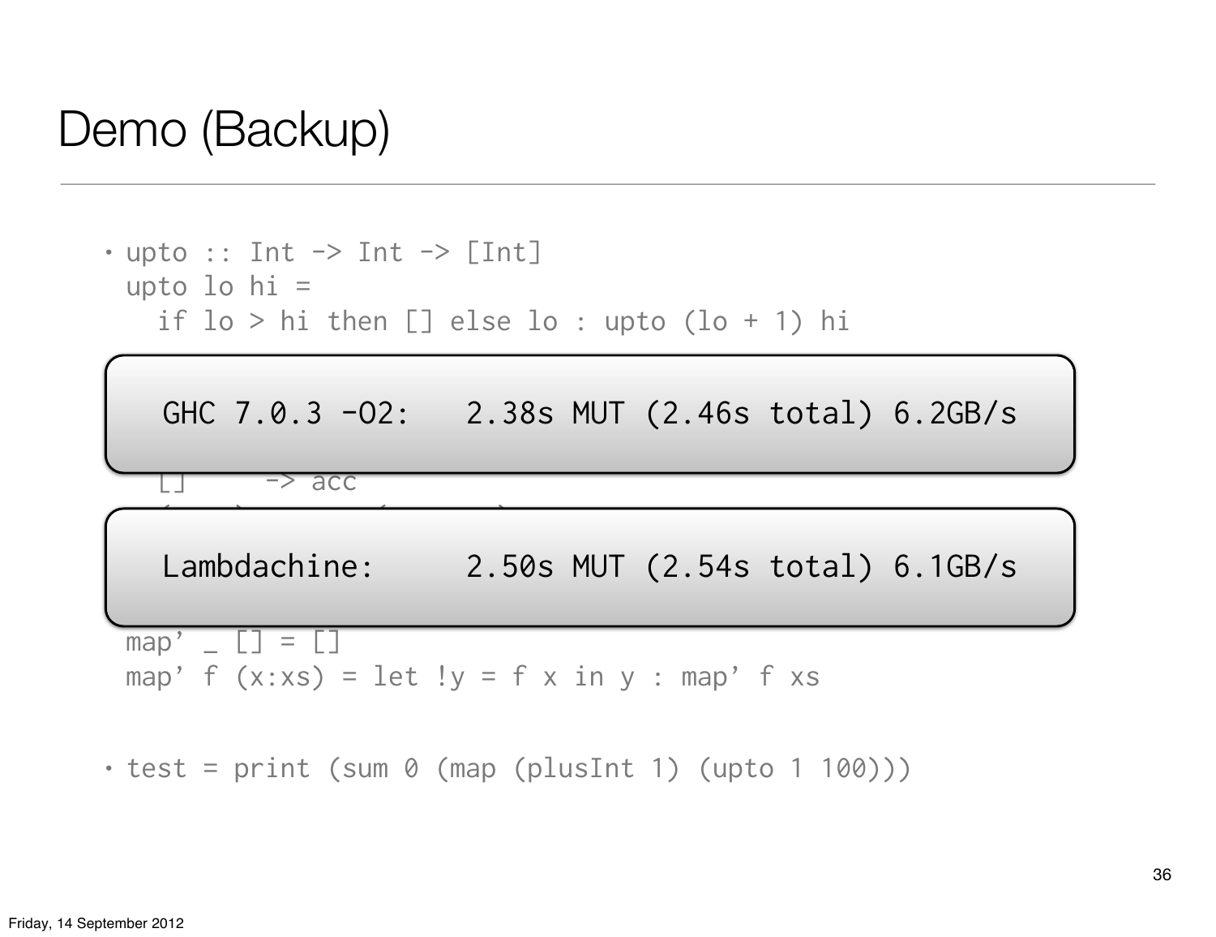# Demo (Backup)

- ```
  upto :: Int -> Int -> [Int]
  upto lo hi =
    if lo > hi then [] else lo : upto (lo + 1) hi
  ```

```
GHC 7.0.3 -O2:   2.38s MUT (2.46s total) 6.2GB/s
```

```
  []     -> acc
```

```
Lambdachine:     2.50s MUT (2.54s total) 6.1GB/s
```

```
map' _ [] = []
map' f (x:xs) = let !y = f x in y : map' f xs
```

- ```
  test = print (sum 0 (map (plusInt 1) (upto 1 100)))
  ```

Friday, 14 September 2012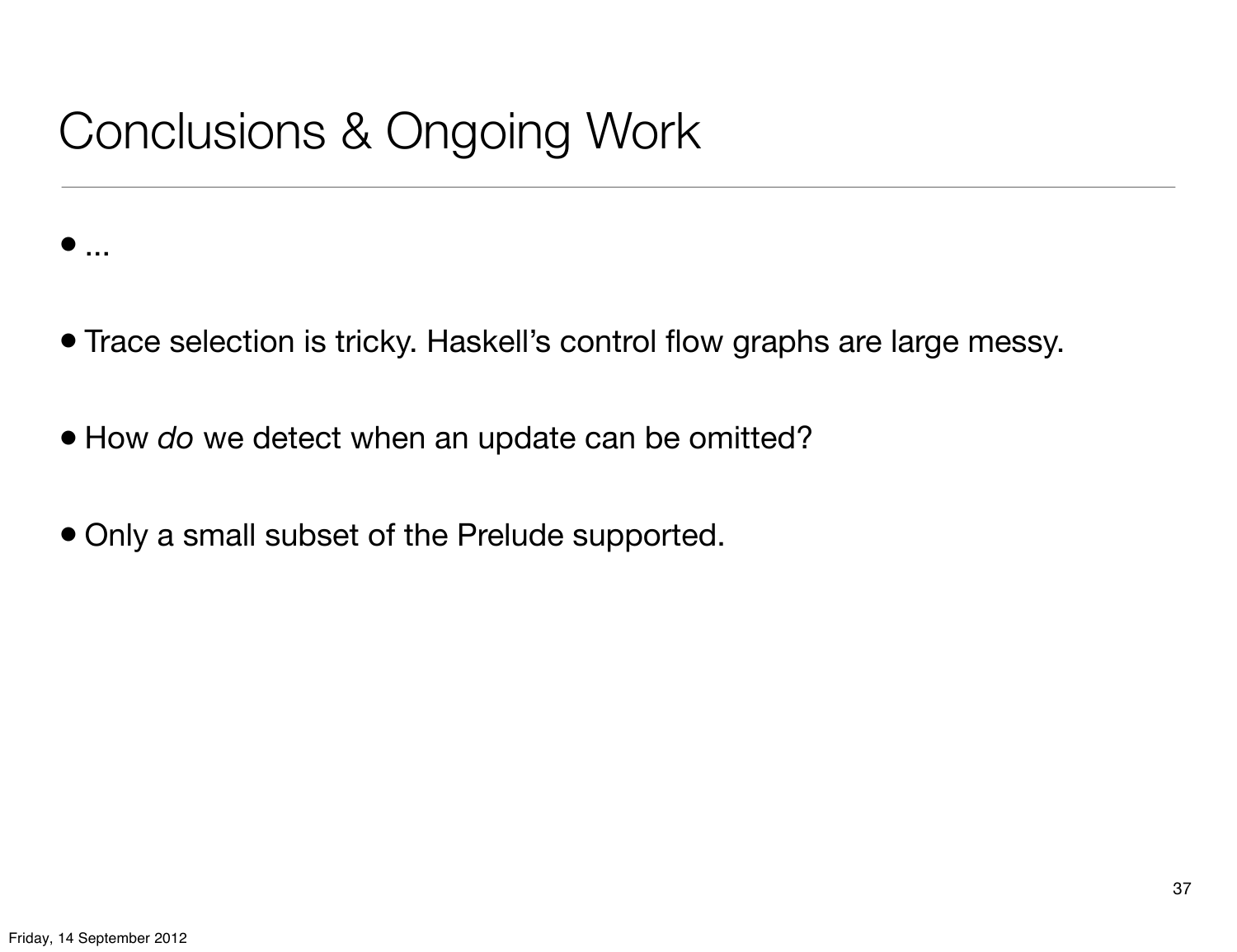# Conclusions & Ongoing Work

- ...
- Trace selection is tricky. Haskell's control flow graphs are large messy.
- How *do* we detect when an update can be omitted?
- Only a small subset of the Prelude supported.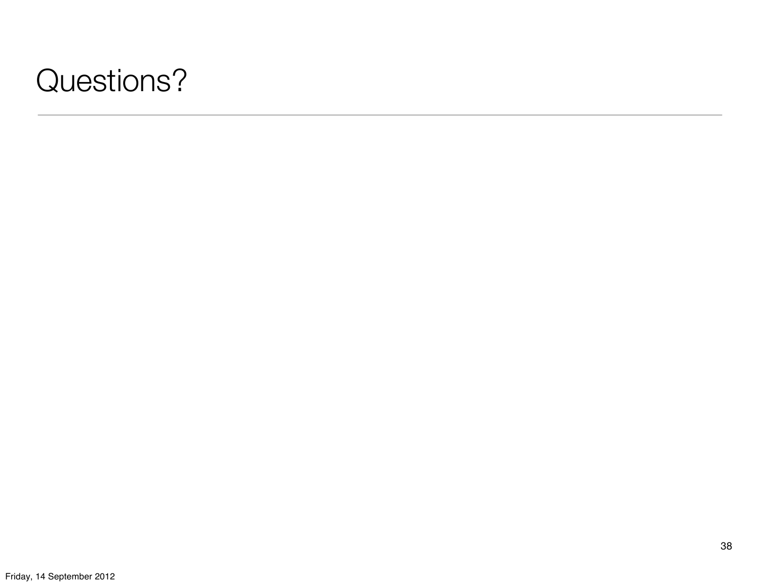# Questions?